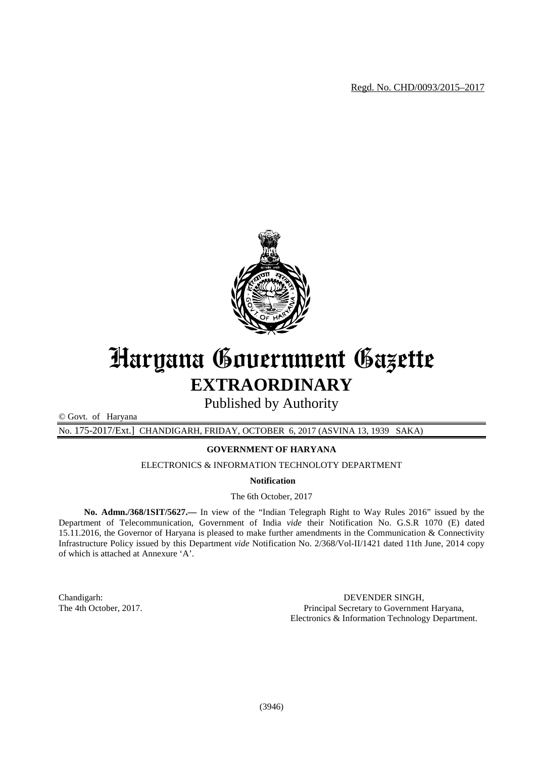Regd. No. CHD/0093/2015–2017

# Haryana Government Gazette

## EXTRAORDINARY

Published by Authority

© Govt. of Haryana

No. 175-2017/Ext.] CHANDIGARH, FRIDAY, OCTOBER 6, 2017 (ASVINA 13, 1939 SAKA)

**GOVERNMENT OF HARYANA**

ELECTRONICS & INFORMATION TECHNOLOTY DEPARTMENT

**Notification**

The 6th October, 2017

**No. Admn./368/1SIT/5627.—** In view of the "Indian Telegraph Right to Way Rules 2016" issued by the Department of Telecommunication, Government of India *vide* their Notification No. G.S.R 1070 (E) dated 15.11.2016, the Governor of Haryana is pleased to make further amendments in the Communication & Connectivity Infrastructure Policy issued by this Department *vide* Notification No. 2/368/Vol-II/1421 dated 11th June, 2014 copy of which is attached at Annexure 'A'.

Chandigarh:
The 4th October, 2017.

DEVENDER SINGH,
Principal Secretary to Government Haryana,
Electronics & Information Technology Department.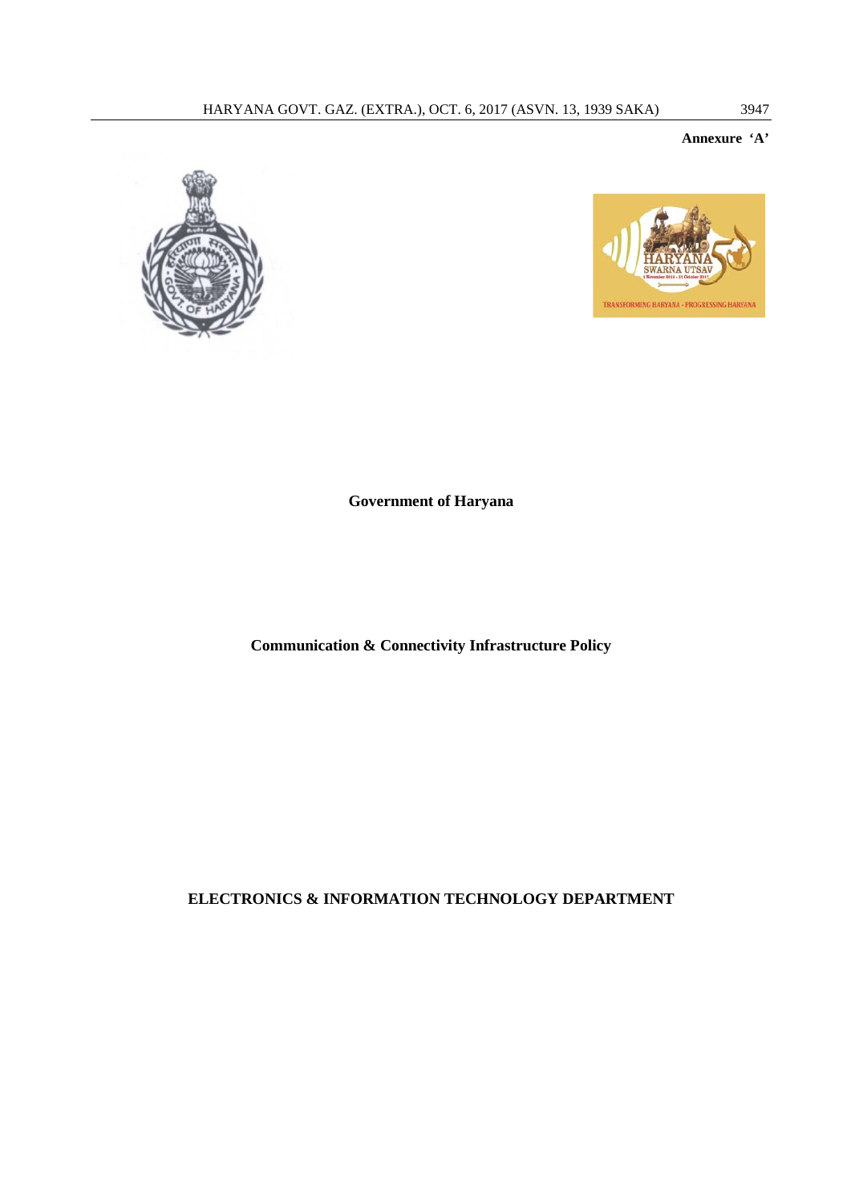**Annexure 'A'**

**Government of Haryana**

# Communication & Connectivity Infrastructure Policy

**ELECTRONICS & INFORMATION TECHNOLOGY DEPARTMENT**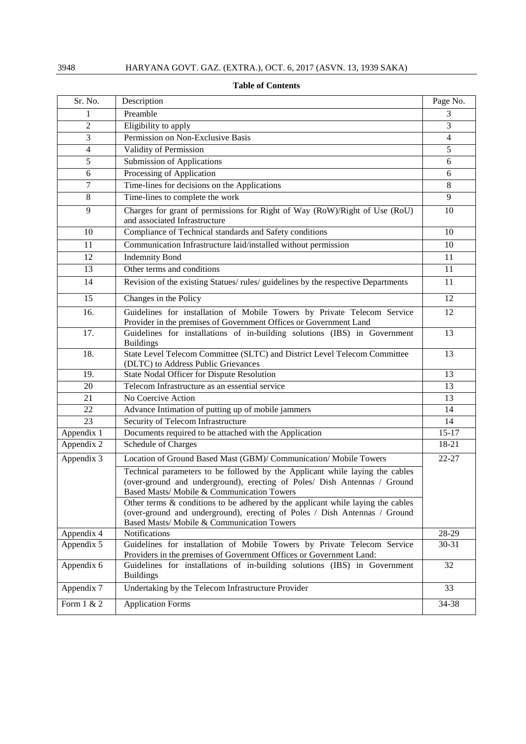**Table of Contents**

| Sr. No. | Description | Page No. |
|---|---|---|
| 1 | Preamble | 3 |
| 2 | Eligibility to apply | 3 |
| 3 | Permission on Non-Exclusive Basis | 4 |
| 4 | Validity of Permission | 5 |
| 5 | Submission of Applications | 6 |
| 6 | Processing of Application | 6 |
| 7 | Time-lines for decisions on the Applications | 8 |
| 8 | Time-lines to complete the work | 9 |
| 9 | Charges for grant of permissions for Right of Way (RoW)/Right of Use (RoU) and associated Infrastructure | 10 |
| 10 | Compliance of Technical standards and Safety conditions | 10 |
| 11 | Communication Infrastructure laid/installed without permission | 10 |
| 12 | Indemnity Bond | 11 |
| 13 | Other terms and conditions | 11 |
| 14 | Revision of the existing Statues/ rules/ guidelines by the respective Departments | 11 |
| 15 | Changes in the Policy | 12 |
| 16. | Guidelines for installation of Mobile Towers by Private Telecom Service Provider in the premises of Government Offices or Government Land | 12 |
| 17. | Guidelines for installations of in-building solutions (IBS) in Government Buildings | 13 |
| 18. | State Level Telecom Committee (SLTC) and District Level Telecom Committee (DLTC) to Address Public Grievances | 13 |
| 19. | State Nodal Officer for Dispute Resolution | 13 |
| 20 | Telecom Infrastructure as an essential service | 13 |
| 21 | No Coercive Action | 13 |
| 22 | Advance Intimation of putting up of mobile jammers | 14 |
| 23 | Security of Telecom Infrastructure | 14 |
| Appendix 1 | Documents required to be attached with the Application | 15-17 |
| Appendix 2 | Schedule of Charges | 18-21 |
| Appendix 3 | Location of Ground Based Mast (GBM)/ Communication/ Mobile Towers | 22-27 |
| | Technical parameters to be followed by the Applicant while laying the cables (over-ground and underground), erecting of Poles/ Dish Antennas / Ground Based Masts/ Mobile & Communication Towers | |
| | Other terms & conditions to be adhered by the applicant while laying the cables (over-ground and underground), erecting of Poles / Dish Antennas / Ground Based Masts/ Mobile & Communication Towers | |
| Appendix 4 | Notifications | 28-29 |
| Appendix 5 | Guidelines for installation of Mobile Towers by Private Telecom Service Providers in the premises of Government Offices or Government Land: | 30-31 |
| Appendix 6 | Guidelines for installations of in-building solutions (IBS) in Government Buildings | 32 |
| Appendix 7 | Undertaking by the Telecom Infrastructure Provider | 33 |
| Form 1 & 2 | Application Forms | 34-38 |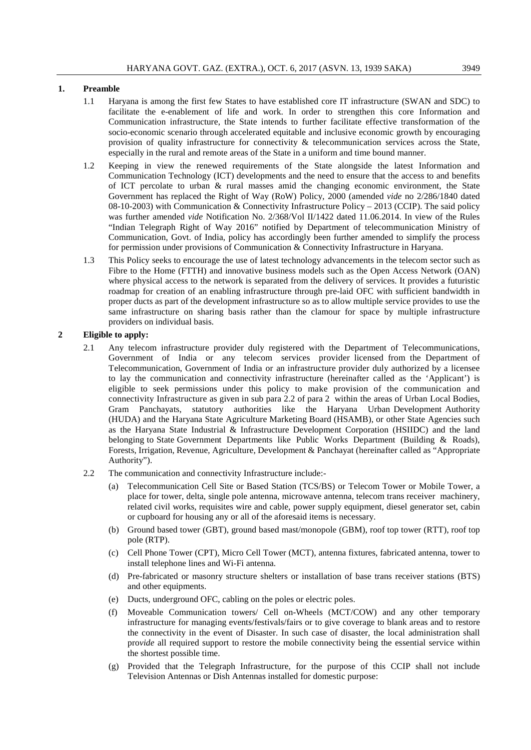## 1. Preamble

1.1 Haryana is among the first few States to have established core IT infrastructure (SWAN and SDC) to facilitate the e-enablement of life and work. In order to strengthen this core Information and Communication infrastructure, the State intends to further facilitate effective transformation of the socio-economic scenario through accelerated equitable and inclusive economic growth by encouraging provision of quality infrastructure for connectivity & telecommunication services across the State, especially in the rural and remote areas of the State in a uniform and time bound manner.

1.2 Keeping in view the renewed requirements of the State alongside the latest Information and Communication Technology (ICT) developments and the need to ensure that the access to and benefits of ICT percolate to urban & rural masses amid the changing economic environment, the State Government has replaced the Right of Way (RoW) Policy, 2000 (amended *vide* no 2/286/1840 dated 08-10-2003) with Communication & Connectivity Infrastructure Policy – 2013 (CCIP). The said policy was further amended *vide* Notification No. 2/368/Vol II/1422 dated 11.06.2014. In view of the Rules "Indian Telegraph Right of Way 2016" notified by Department of telecommunication Ministry of Communication, Govt. of India, policy has accordingly been further amended to simplify the process for permission under provisions of Communication & Connectivity Infrastructure in Haryana.

1.3 This Policy seeks to encourage the use of latest technology advancements in the telecom sector such as Fibre to the Home (FTTH) and innovative business models such as the Open Access Network (OAN) where physical access to the network is separated from the delivery of services. It provides a futuristic roadmap for creation of an enabling infrastructure through pre-laid OFC with sufficient bandwidth in proper ducts as part of the development infrastructure so as to allow multiple service provides to use the same infrastructure on sharing basis rather than the clamour for space by multiple infrastructure providers on individual basis.

## 2 Eligible to apply:

2.1 Any telecom infrastructure provider duly registered with the Department of Telecommunications, Government of India or any telecom services provider licensed from the Department of Telecommunication, Government of India or an infrastructure provider duly authorized by a licensee to lay the communication and connectivity infrastructure (hereinafter called as the 'Applicant') is eligible to seek permissions under this policy to make provision of the communication and connectivity Infrastructure as given in sub para 2.2 of para 2 within the areas of Urban Local Bodies, Gram Panchayats, statutory authorities like the Haryana Urban Development Authority (HUDA) and the Haryana State Agriculture Marketing Board (HSAMB), or other State Agencies such as the Haryana State Industrial & Infrastructure Development Corporation (HSIIDC) and the land belonging to State Government Departments like Public Works Department (Building & Roads), Forests, Irrigation, Revenue, Agriculture, Development & Panchayat (hereinafter called as "Appropriate Authority").

2.2 The communication and connectivity Infrastructure include:-

(a) Telecommunication Cell Site or Based Station (TCS/BS) or Telecom Tower or Mobile Tower, a place for tower, delta, single pole antenna, microwave antenna, telecom trans receiver machinery, related civil works, requisites wire and cable, power supply equipment, diesel generator set, cabin or cupboard for housing any or all of the aforesaid items is necessary.

(b) Ground based tower (GBT), ground based mast/monopole (GBM), roof top tower (RTT), roof top pole (RTP).

(c) Cell Phone Tower (CPT), Micro Cell Tower (MCT), antenna fixtures, fabricated antenna, tower to install telephone lines and Wi-Fi antenna.

(d) Pre-fabricated or masonry structure shelters or installation of base trans receiver stations (BTS) and other equipments.

(e) Ducts, underground OFC, cabling on the poles or electric poles.

(f) Moveable Communication towers/ Cell on-Wheels (MCT/COW) and any other temporary infrastructure for managing events/festivals/fairs or to give coverage to blank areas and to restore the connectivity in the event of Disaster. In such case of disaster, the local administration shall pro*vide* all required support to restore the mobile connectivity being the essential service within the shortest possible time.

(g) Provided that the Telegraph Infrastructure, for the purpose of this CCIP shall not include Television Antennas or Dish Antennas installed for domestic purpose: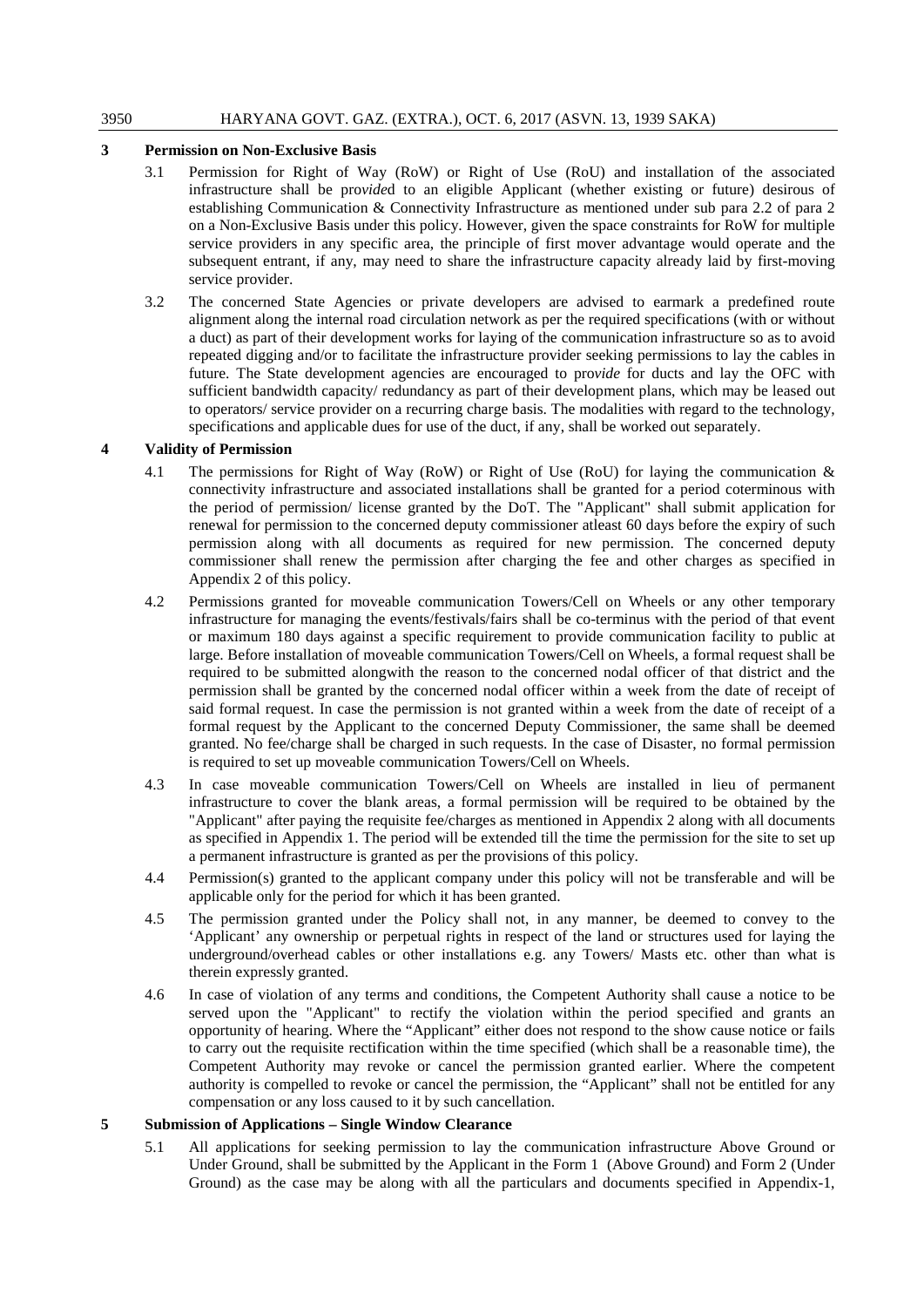## 3 Permission on Non-Exclusive Basis

3.1 Permission for Right of Way (RoW) or Right of Use (RoU) and installation of the associated infrastructure shall be pro*vide*d to an eligible Applicant (whether existing or future) desirous of establishing Communication & Connectivity Infrastructure as mentioned under sub para 2.2 of para 2 on a Non-Exclusive Basis under this policy. However, given the space constraints for RoW for multiple service providers in any specific area, the principle of first mover advantage would operate and the subsequent entrant, if any, may need to share the infrastructure capacity already laid by first-moving service provider.

3.2 The concerned State Agencies or private developers are advised to earmark a predefined route alignment along the internal road circulation network as per the required specifications (with or without a duct) as part of their development works for laying of the communication infrastructure so as to avoid repeated digging and/or to facilitate the infrastructure provider seeking permissions to lay the cables in future. The State development agencies are encouraged to pro*vide* for ducts and lay the OFC with sufficient bandwidth capacity/ redundancy as part of their development plans, which may be leased out to operators/ service provider on a recurring charge basis. The modalities with regard to the technology, specifications and applicable dues for use of the duct, if any, shall be worked out separately.

## 4 Validity of Permission

4.1 The permissions for Right of Way (RoW) or Right of Use (RoU) for laying the communication & connectivity infrastructure and associated installations shall be granted for a period coterminous with the period of permission/ license granted by the DoT. The "Applicant" shall submit application for renewal for permission to the concerned deputy commissioner atleast 60 days before the expiry of such permission along with all documents as required for new permission. The concerned deputy commissioner shall renew the permission after charging the fee and other charges as specified in Appendix 2 of this policy.

4.2 Permissions granted for moveable communication Towers/Cell on Wheels or any other temporary infrastructure for managing the events/festivals/fairs shall be co-terminus with the period of that event or maximum 180 days against a specific requirement to provide communication facility to public at large. Before installation of moveable communication Towers/Cell on Wheels, a formal request shall be required to be submitted alongwith the reason to the concerned nodal officer of that district and the permission shall be granted by the concerned nodal officer within a week from the date of receipt of said formal request. In case the permission is not granted within a week from the date of receipt of a formal request by the Applicant to the concerned Deputy Commissioner, the same shall be deemed granted. No fee/charge shall be charged in such requests. In the case of Disaster, no formal permission is required to set up moveable communication Towers/Cell on Wheels.

4.3 In case moveable communication Towers/Cell on Wheels are installed in lieu of permanent infrastructure to cover the blank areas, a formal permission will be required to be obtained by the "Applicant" after paying the requisite fee/charges as mentioned in Appendix 2 along with all documents as specified in Appendix 1. The period will be extended till the time the permission for the site to set up a permanent infrastructure is granted as per the provisions of this policy.

4.4 Permission(s) granted to the applicant company under this policy will not be transferable and will be applicable only for the period for which it has been granted.

4.5 The permission granted under the Policy shall not, in any manner, be deemed to convey to the 'Applicant' any ownership or perpetual rights in respect of the land or structures used for laying the underground/overhead cables or other installations e.g. any Towers/ Masts etc. other than what is therein expressly granted.

4.6 In case of violation of any terms and conditions, the Competent Authority shall cause a notice to be served upon the "Applicant" to rectify the violation within the period specified and grants an opportunity of hearing. Where the "Applicant" either does not respond to the show cause notice or fails to carry out the requisite rectification within the time specified (which shall be a reasonable time), the Competent Authority may revoke or cancel the permission granted earlier. Where the competent authority is compelled to revoke or cancel the permission, the "Applicant" shall not be entitled for any compensation or any loss caused to it by such cancellation.

## 5 Submission of Applications – Single Window Clearance

5.1 All applications for seeking permission to lay the communication infrastructure Above Ground or Under Ground, shall be submitted by the Applicant in the Form 1 (Above Ground) and Form 2 (Under Ground) as the case may be along with all the particulars and documents specified in Appendix-1,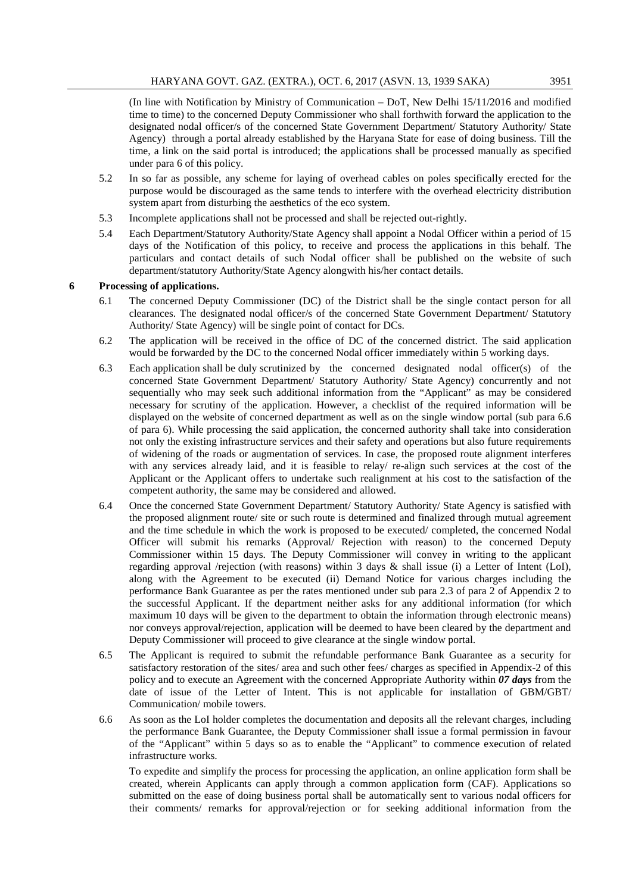(In line with Notification by Ministry of Communication – DoT, New Delhi 15/11/2016 and modified time to time) to the concerned Deputy Commissioner who shall forthwith forward the application to the designated nodal officer/s of the concerned State Government Department/ Statutory Authority/ State Agency) through a portal already established by the Haryana State for ease of doing business. Till the time, a link on the said portal is introduced; the applications shall be processed manually as specified under para 6 of this policy.

5.2 In so far as possible, any scheme for laying of overhead cables on poles specifically erected for the purpose would be discouraged as the same tends to interfere with the overhead electricity distribution system apart from disturbing the aesthetics of the eco system.

5.3 Incomplete applications shall not be processed and shall be rejected out-rightly.

5.4 Each Department/Statutory Authority/State Agency shall appoint a Nodal Officer within a period of 15 days of the Notification of this policy, to receive and process the applications in this behalf. The particulars and contact details of such Nodal officer shall be published on the website of such department/statutory Authority/State Agency alongwith his/her contact details.

**6 Processing of applications.**

6.1 The concerned Deputy Commissioner (DC) of the District shall be the single contact person for all clearances. The designated nodal officer/s of the concerned State Government Department/ Statutory Authority/ State Agency) will be single point of contact for DCs.

6.2 The application will be received in the office of DC of the concerned district. The said application would be forwarded by the DC to the concerned Nodal officer immediately within 5 working days.

6.3 Each application shall be duly scrutinized by the concerned designated nodal officer(s) of the concerned State Government Department/ Statutory Authority/ State Agency) concurrently and not sequentially who may seek such additional information from the "Applicant" as may be considered necessary for scrutiny of the application. However, a checklist of the required information will be displayed on the website of concerned department as well as on the single window portal (sub para 6.6 of para 6). While processing the said application, the concerned authority shall take into consideration not only the existing infrastructure services and their safety and operations but also future requirements of widening of the roads or augmentation of services. In case, the proposed route alignment interferes with any services already laid, and it is feasible to relay/ re-align such services at the cost of the Applicant or the Applicant offers to undertake such realignment at his cost to the satisfaction of the competent authority, the same may be considered and allowed.

6.4 Once the concerned State Government Department/ Statutory Authority/ State Agency is satisfied with the proposed alignment route/ site or such route is determined and finalized through mutual agreement and the time schedule in which the work is proposed to be executed/ completed, the concerned Nodal Officer will submit his remarks (Approval/ Rejection with reason) to the concerned Deputy Commissioner within 15 days. The Deputy Commissioner will convey in writing to the applicant regarding approval /rejection (with reasons) within 3 days & shall issue (i) a Letter of Intent (LoI), along with the Agreement to be executed (ii) Demand Notice for various charges including the performance Bank Guarantee as per the rates mentioned under sub para 2.3 of para 2 of Appendix 2 to the successful Applicant. If the department neither asks for any additional information (for which maximum 10 days will be given to the department to obtain the information through electronic means) nor conveys approval/rejection, application will be deemed to have been cleared by the department and Deputy Commissioner will proceed to give clearance at the single window portal.

6.5 The Applicant is required to submit the refundable performance Bank Guarantee as a security for satisfactory restoration of the sites/ area and such other fees/ charges as specified in Appendix-2 of this policy and to execute an Agreement with the concerned Appropriate Authority within ***07 days*** from the date of issue of the Letter of Intent. This is not applicable for installation of GBM/GBT/ Communication/ mobile towers.

6.6 As soon as the LoI holder completes the documentation and deposits all the relevant charges, including the performance Bank Guarantee, the Deputy Commissioner shall issue a formal permission in favour of the "Applicant" within 5 days so as to enable the "Applicant" to commence execution of related infrastructure works.

To expedite and simplify the process for processing the application, an online application form shall be created, wherein Applicants can apply through a common application form (CAF). Applications so submitted on the ease of doing business portal shall be automatically sent to various nodal officers for their comments/ remarks for approval/rejection or for seeking additional information from the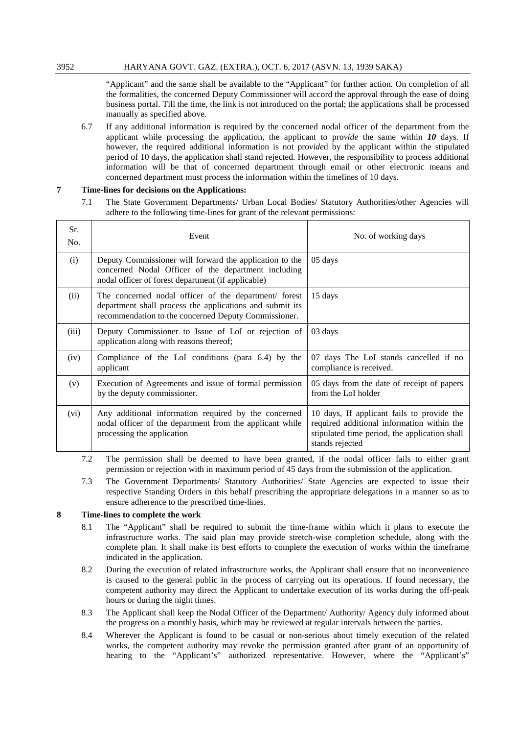"Applicant" and the same shall be available to the "Applicant" for further action. On completion of all the formalities, the concerned Deputy Commissioner will accord the approval through the ease of doing business portal. Till the time, the link is not introduced on the portal; the applications shall be processed manually as specified above.

6.7 If any additional information is required by the concerned nodal officer of the department from the applicant while processing the application, the applicant to pro*vide* the same within ***10*** days. If however, the required additional information is not pro*vide*d by the applicant within the stipulated period of 10 days, the application shall stand rejected. However, the responsibility to process additional information will be that of concerned department through email or other electronic means and concerned department must process the information within the timelines of 10 days.

**7 Time-lines for decisions on the Applications:**

7.1 The State Government Departments/ Urban Local Bodies/ Statutory Authorities/other Agencies will adhere to the following time-lines for grant of the relevant permissions:

| Sr. No. | Event | No. of working days |
|---|---|---|
| (i) | Deputy Commissioner will forward the application to the concerned Nodal Officer of the department including nodal officer of forest department (if applicable) | 05 days |
| (ii) | The concerned nodal officer of the department/ forest department shall process the applications and submit its recommendation to the concerned Deputy Commissioner. | 15 days |
| (iii) | Deputy Commissioner to Issue of LoI or rejection of application along with reasons thereof; | 03 days |
| (iv) | Compliance of the LoI conditions (para 6.4) by the applicant | 07 days The LoI stands cancelled if no compliance is received. |
| (v) | Execution of Agreements and issue of formal permission by the deputy commissioner. | 05 days from the date of receipt of papers from the LoI holder |
| (vi) | Any additional information required by the concerned nodal officer of the department from the applicant while processing the application | 10 days, If applicant fails to provide the required additional information within the stipulated time period, the application shall stands rejected |

7.2 The permission shall be deemed to have been granted, if the nodal officer fails to either grant permission or rejection with in maximum period of 45 days from the submission of the application.

7.3 The Government Departments/ Statutory Authorities/ State Agencies are expected to issue their respective Standing Orders in this behalf prescribing the appropriate delegations in a manner so as to ensure adherence to the prescribed time-lines.

**8 Time-lines to complete the work**

8.1 The "Applicant" shall be required to submit the time-frame within which it plans to execute the infrastructure works. The said plan may provide stretch-wise completion schedule, along with the complete plan. It shall make its best efforts to complete the execution of works within the timeframe indicated in the application.

8.2 During the execution of related infrastructure works, the Applicant shall ensure that no inconvenience is caused to the general public in the process of carrying out its operations. If found necessary, the competent authority may direct the Applicant to undertake execution of its works during the off-peak hours or during the night times.

8.3 The Applicant shall keep the Nodal Officer of the Department/ Authority/ Agency duly informed about the progress on a monthly basis, which may be reviewed at regular intervals between the parties.

8.4 Wherever the Applicant is found to be casual or non-serious about timely execution of the related works, the competent authority may revoke the permission granted after grant of an opportunity of hearing to the "Applicant's" authorized representative. However, where the "Applicant's"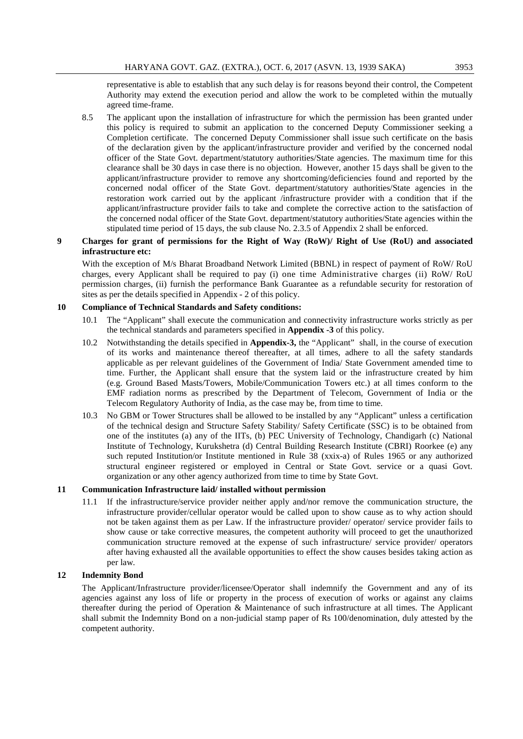representative is able to establish that any such delay is for reasons beyond their control, the Competent Authority may extend the execution period and allow the work to be completed within the mutually agreed time-frame.

8.5 The applicant upon the installation of infrastructure for which the permission has been granted under this policy is required to submit an application to the concerned Deputy Commissioner seeking a Completion certificate. The concerned Deputy Commissioner shall issue such certificate on the basis of the declaration given by the applicant/infrastructure provider and verified by the concerned nodal officer of the State Govt. department/statutory authorities/State agencies. The maximum time for this clearance shall be 30 days in case there is no objection. However, another 15 days shall be given to the applicant/infrastructure provider to remove any shortcoming/deficiencies found and reported by the concerned nodal officer of the State Govt. department/statutory authorities/State agencies in the restoration work carried out by the applicant /infrastructure provider with a condition that if the applicant/infrastructure provider fails to take and complete the corrective action to the satisfaction of the concerned nodal officer of the State Govt. department/statutory authorities/State agencies within the stipulated time period of 15 days, the sub clause No. 2.3.5 of Appendix 2 shall be enforced.

**9 Charges for grant of permissions for the Right of Way (RoW)/ Right of Use (RoU) and associated infrastructure etc:**

With the exception of M/s Bharat Broadband Network Limited (BBNL) in respect of payment of RoW/ RoU charges, every Applicant shall be required to pay (i) one time Administrative charges (ii) RoW/ RoU permission charges, (ii) furnish the performance Bank Guarantee as a refundable security for restoration of sites as per the details specified in Appendix - 2 of this policy.

**10 Compliance of Technical Standards and Safety conditions:**

10.1 The "Applicant" shall execute the communication and connectivity infrastructure works strictly as per the technical standards and parameters specified in **Appendix -3** of this policy.

10.2 Notwithstanding the details specified in **Appendix-3,** the "Applicant" shall, in the course of execution of its works and maintenance thereof thereafter, at all times, adhere to all the safety standards applicable as per relevant guidelines of the Government of India/ State Government amended time to time. Further, the Applicant shall ensure that the system laid or the infrastructure created by him (e.g. Ground Based Masts/Towers, Mobile/Communication Towers etc.) at all times conform to the EMF radiation norms as prescribed by the Department of Telecom, Government of India or the Telecom Regulatory Authority of India, as the case may be, from time to time.

10.3 No GBM or Tower Structures shall be allowed to be installed by any "Applicant" unless a certification of the technical design and Structure Safety Stability/ Safety Certificate (SSC) is to be obtained from one of the institutes (a) any of the IITs, (b) PEC University of Technology, Chandigarh (c) National Institute of Technology, Kurukshetra (d) Central Building Research Institute (CBRI) Roorkee (e) any such reputed Institution/or Institute mentioned in Rule 38 (xxix-a) of Rules 1965 or any authorized structural engineer registered or employed in Central or State Govt. service or a quasi Govt. organization or any other agency authorized from time to time by State Govt.

**11 Communication Infrastructure laid/ installed without permission**

11.1 If the infrastructure/service provider neither apply and/nor remove the communication structure, the infrastructure provider/cellular operator would be called upon to show cause as to why action should not be taken against them as per Law. If the infrastructure provider/ operator/ service provider fails to show cause or take corrective measures, the competent authority will proceed to get the unauthorized communication structure removed at the expense of such infrastructure/ service provider/ operators after having exhausted all the available opportunities to effect the show causes besides taking action as per law.

**12 Indemnity Bond**

The Applicant/Infrastructure provider/licensee/Operator shall indemnify the Government and any of its agencies against any loss of life or property in the process of execution of works or against any claims thereafter during the period of Operation & Maintenance of such infrastructure at all times. The Applicant shall submit the Indemnity Bond on a non-judicial stamp paper of Rs 100/denomination, duly attested by the competent authority.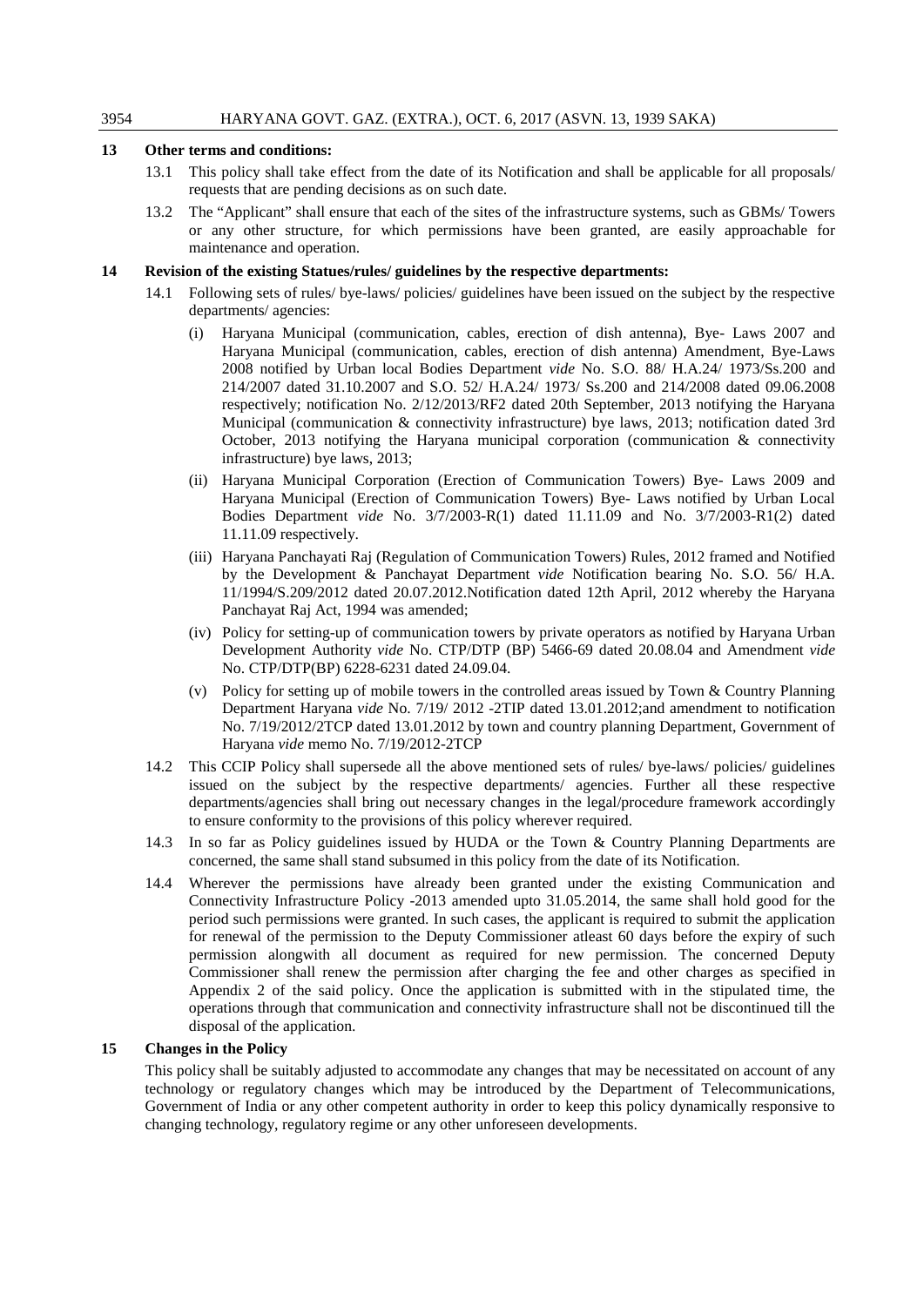## 13 Other terms and conditions:

13.1 This policy shall take effect from the date of its Notification and shall be applicable for all proposals/ requests that are pending decisions as on such date.

13.2 The "Applicant" shall ensure that each of the sites of the infrastructure systems, such as GBMs/ Towers or any other structure, for which permissions have been granted, are easily approachable for maintenance and operation.

## 14 Revision of the existing Statues/rules/ guidelines by the respective departments:

14.1 Following sets of rules/ bye-laws/ policies/ guidelines have been issued on the subject by the respective departments/ agencies:

(i) Haryana Municipal (communication, cables, erection of dish antenna), Bye- Laws 2007 and Haryana Municipal (communication, cables, erection of dish antenna) Amendment, Bye-Laws 2008 notified by Urban local Bodies Department *vide* No. S.O. 88/ H.A.24/ 1973/Ss.200 and 214/2007 dated 31.10.2007 and S.O. 52/ H.A.24/ 1973/ Ss.200 and 214/2008 dated 09.06.2008 respectively; notification No. 2/12/2013/RF2 dated 20th September, 2013 notifying the Haryana Municipal (communication & connectivity infrastructure) bye laws, 2013; notification dated 3rd October, 2013 notifying the Haryana municipal corporation (communication & connectivity infrastructure) bye laws, 2013;

(ii) Haryana Municipal Corporation (Erection of Communication Towers) Bye- Laws 2009 and Haryana Municipal (Erection of Communication Towers) Bye- Laws notified by Urban Local Bodies Department *vide* No. 3/7/2003-R(1) dated 11.11.09 and No. 3/7/2003-R1(2) dated 11.11.09 respectively.

(iii) Haryana Panchayati Raj (Regulation of Communication Towers) Rules, 2012 framed and Notified by the Development & Panchayat Department *vide* Notification bearing No. S.O. 56/ H.A. 11/1994/S.209/2012 dated 20.07.2012.Notification dated 12th April, 2012 whereby the Haryana Panchayat Raj Act, 1994 was amended;

(iv) Policy for setting-up of communication towers by private operators as notified by Haryana Urban Development Authority *vide* No. CTP/DTP (BP) 5466-69 dated 20.08.04 and Amendment *vide* No. CTP/DTP(BP) 6228-6231 dated 24.09.04.

(v) Policy for setting up of mobile towers in the controlled areas issued by Town & Country Planning Department Haryana *vide* No. 7/19/ 2012 -2TIP dated 13.01.2012;and amendment to notification No. 7/19/2012/2TCP dated 13.01.2012 by town and country planning Department, Government of Haryana *vide* memo No. 7/19/2012-2TCP

14.2 This CCIP Policy shall supersede all the above mentioned sets of rules/ bye-laws/ policies/ guidelines issued on the subject by the respective departments/ agencies. Further all these respective departments/agencies shall bring out necessary changes in the legal/procedure framework accordingly to ensure conformity to the provisions of this policy wherever required.

14.3 In so far as Policy guidelines issued by HUDA or the Town & Country Planning Departments are concerned, the same shall stand subsumed in this policy from the date of its Notification.

14.4 Wherever the permissions have already been granted under the existing Communication and Connectivity Infrastructure Policy -2013 amended upto 31.05.2014, the same shall hold good for the period such permissions were granted. In such cases, the applicant is required to submit the application for renewal of the permission to the Deputy Commissioner atleast 60 days before the expiry of such permission alongwith all document as required for new permission. The concerned Deputy Commissioner shall renew the permission after charging the fee and other charges as specified in Appendix 2 of the said policy. Once the application is submitted with in the stipulated time, the operations through that communication and connectivity infrastructure shall not be discontinued till the disposal of the application.

## 15 Changes in the Policy

This policy shall be suitably adjusted to accommodate any changes that may be necessitated on account of any technology or regulatory changes which may be introduced by the Department of Telecommunications, Government of India or any other competent authority in order to keep this policy dynamically responsive to changing technology, regulatory regime or any other unforeseen developments.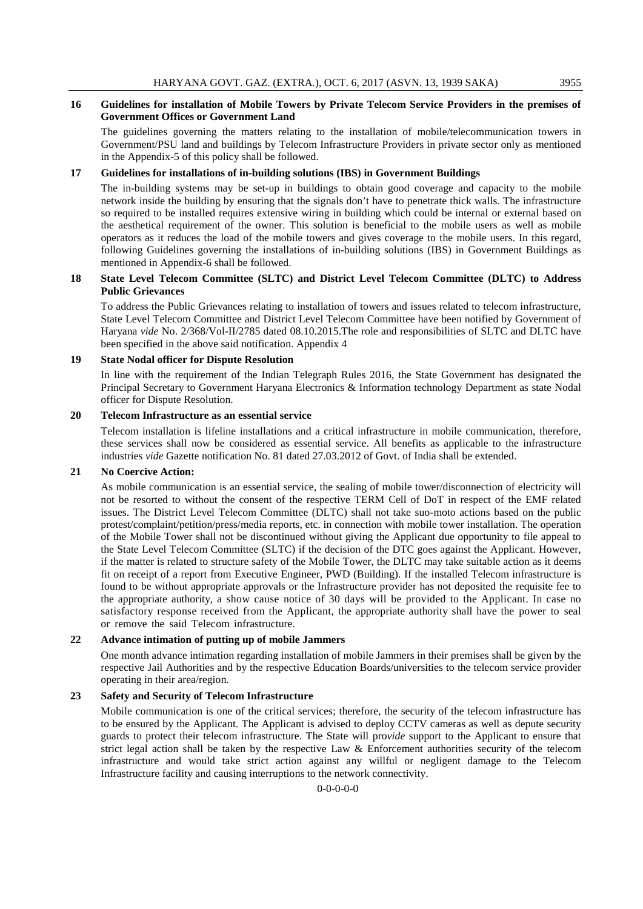## 16 Guidelines for installation of Mobile Towers by Private Telecom Service Providers in the premises of Government Offices or Government Land

The guidelines governing the matters relating to the installation of mobile/telecommunication towers in Government/PSU land and buildings by Telecom Infrastructure Providers in private sector only as mentioned in the Appendix-5 of this policy shall be followed.

## 17 Guidelines for installations of in-building solutions (IBS) in Government Buildings

The in-building systems may be set-up in buildings to obtain good coverage and capacity to the mobile network inside the building by ensuring that the signals don't have to penetrate thick walls. The infrastructure so required to be installed requires extensive wiring in building which could be internal or external based on the aesthetical requirement of the owner. This solution is beneficial to the mobile users as well as mobile operators as it reduces the load of the mobile towers and gives coverage to the mobile users. In this regard, following Guidelines governing the installations of in-building solutions (IBS) in Government Buildings as mentioned in Appendix-6 shall be followed.

## 18 State Level Telecom Committee (SLTC) and District Level Telecom Committee (DLTC) to Address Public Grievances

To address the Public Grievances relating to installation of towers and issues related to telecom infrastructure, State Level Telecom Committee and District Level Telecom Committee have been notified by Government of Haryana *vide* No. 2/368/Vol-II/2785 dated 08.10.2015.The role and responsibilities of SLTC and DLTC have been specified in the above said notification. Appendix 4

## 19 State Nodal officer for Dispute Resolution

In line with the requirement of the Indian Telegraph Rules 2016, the State Government has designated the Principal Secretary to Government Haryana Electronics & Information technology Department as state Nodal officer for Dispute Resolution.

## 20 Telecom Infrastructure as an essential service

Telecom installation is lifeline installations and a critical infrastructure in mobile communication, therefore, these services shall now be considered as essential service. All benefits as applicable to the infrastructure industries *vide* Gazette notification No. 81 dated 27.03.2012 of Govt. of India shall be extended.

## 21 No Coercive Action:

As mobile communication is an essential service, the sealing of mobile tower/disconnection of electricity will not be resorted to without the consent of the respective TERM Cell of DoT in respect of the EMF related issues. The District Level Telecom Committee (DLTC) shall not take suo-moto actions based on the public protest/complaint/petition/press/media reports, etc. in connection with mobile tower installation. The operation of the Mobile Tower shall not be discontinued without giving the Applicant due opportunity to file appeal to the State Level Telecom Committee (SLTC) if the decision of the DTC goes against the Applicant. However, if the matter is related to structure safety of the Mobile Tower, the DLTC may take suitable action as it deems fit on receipt of a report from Executive Engineer, PWD (Building). If the installed Telecom infrastructure is found to be without appropriate approvals or the Infrastructure provider has not deposited the requisite fee to the appropriate authority, a show cause notice of 30 days will be provided to the Applicant. In case no satisfactory response received from the Applicant, the appropriate authority shall have the power to seal or remove the said Telecom infrastructure.

## 22 Advance intimation of putting up of mobile Jammers

One month advance intimation regarding installation of mobile Jammers in their premises shall be given by the respective Jail Authorities and by the respective Education Boards/universities to the telecom service provider operating in their area/region.

## 23 Safety and Security of Telecom Infrastructure

Mobile communication is one of the critical services; therefore, the security of the telecom infrastructure has to be ensured by the Applicant. The Applicant is advised to deploy CCTV cameras as well as depute security guards to protect their telecom infrastructure. The State will pro*vide* support to the Applicant to ensure that strict legal action shall be taken by the respective Law & Enforcement authorities security of the telecom infrastructure and would take strict action against any willful or negligent damage to the Telecom Infrastructure facility and causing interruptions to the network connectivity.

0-0-0-0-0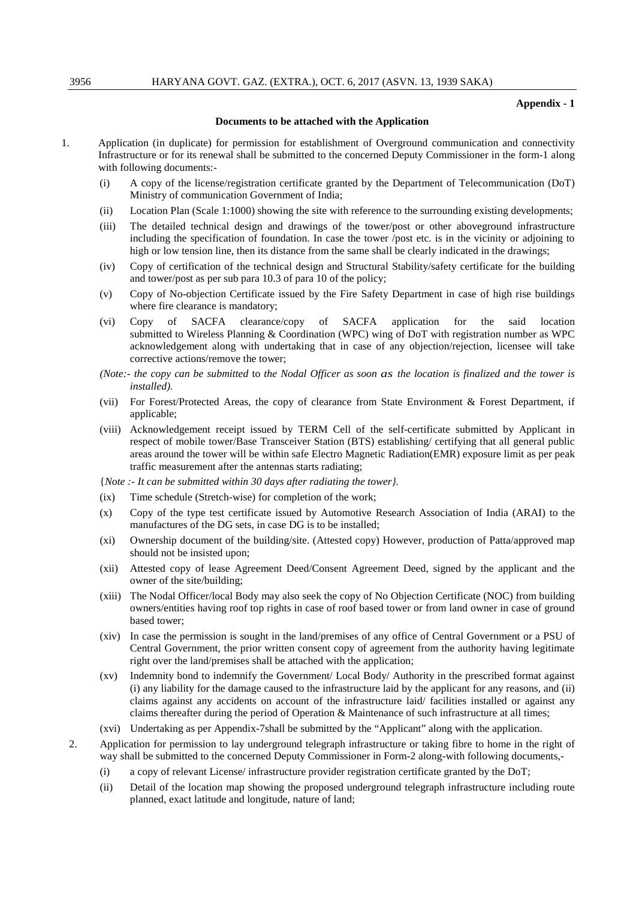**Appendix - 1**

**Documents to be attached with the Application**

1. Application (in duplicate) for permission for establishment of Overground communication and connectivity Infrastructure or for its renewal shall be submitted to the concerned Deputy Commissioner in the form-1 along with following documents:-

   (i) A copy of the license/registration certificate granted by the Department of Telecommunication (DoT) Ministry of communication Government of India;

   (ii) Location Plan (Scale 1:1000) showing the site with reference to the surrounding existing developments;

   (iii) The detailed technical design and drawings of the tower/post or other aboveground infrastructure including the specification of foundation. In case the tower /post etc. is in the vicinity or adjoining to high or low tension line, then its distance from the same shall be clearly indicated in the drawings;

   (iv) Copy of certification of the technical design and Structural Stability/safety certificate for the building and tower/post as per sub para 10.3 of para 10 of the policy;

   (v) Copy of No-objection Certificate issued by the Fire Safety Department in case of high rise buildings where fire clearance is mandatory;

   (vi) Copy of SACFA clearance/copy of SACFA application for the said location submitted to Wireless Planning & Coordination (WPC) wing of DoT with registration number as WPC acknowledgement along with undertaking that in case of any objection/rejection, licensee will take corrective actions/remove the tower;

   *(Note:- the copy can be submitted* to *the Nodal Officer as soon as the location is finalized and the tower is installed).*

   (vii) For Forest/Protected Areas, the copy of clearance from State Environment & Forest Department, if applicable;

   (viii) Acknowledgement receipt issued by TERM Cell of the self-certificate submitted by Applicant in respect of mobile tower/Base Transceiver Station (BTS) establishing/ certifying that all general public areas around the tower will be within safe Electro Magnetic Radiation(EMR) exposure limit as per peak traffic measurement after the antennas starts radiating;

   {*Note :- It can be submitted within 30 days after radiating the tower}.*

   (ix) Time schedule (Stretch-wise) for completion of the work;

   (x) Copy of the type test certificate issued by Automotive Research Association of India (ARAI) to the manufactures of the DG sets, in case DG is to be installed;

   (xi) Ownership document of the building/site. (Attested copy) However, production of Patta/approved map should not be insisted upon;

   (xii) Attested copy of lease Agreement Deed/Consent Agreement Deed, signed by the applicant and the owner of the site/building;

   (xiii) The Nodal Officer/local Body may also seek the copy of No Objection Certificate (NOC) from building owners/entities having roof top rights in case of roof based tower or from land owner in case of ground based tower;

   (xiv) In case the permission is sought in the land/premises of any office of Central Government or a PSU of Central Government, the prior written consent copy of agreement from the authority having legitimate right over the land/premises shall be attached with the application;

   (xv) Indemnity bond to indemnify the Government/ Local Body/ Authority in the prescribed format against (i) any liability for the damage caused to the infrastructure laid by the applicant for any reasons, and (ii) claims against any accidents on account of the infrastructure laid/ facilities installed or against any claims thereafter during the period of Operation & Maintenance of such infrastructure at all times;

   (xvi) Undertaking as per Appendix-7shall be submitted by the "Applicant" along with the application.

2. Application for permission to lay underground telegraph infrastructure or taking fibre to home in the right of way shall be submitted to the concerned Deputy Commissioner in Form-2 along-with following documents,-

   (i) a copy of relevant License/ infrastructure provider registration certificate granted by the DoT;

   (ii) Detail of the location map showing the proposed underground telegraph infrastructure including route planned, exact latitude and longitude, nature of land;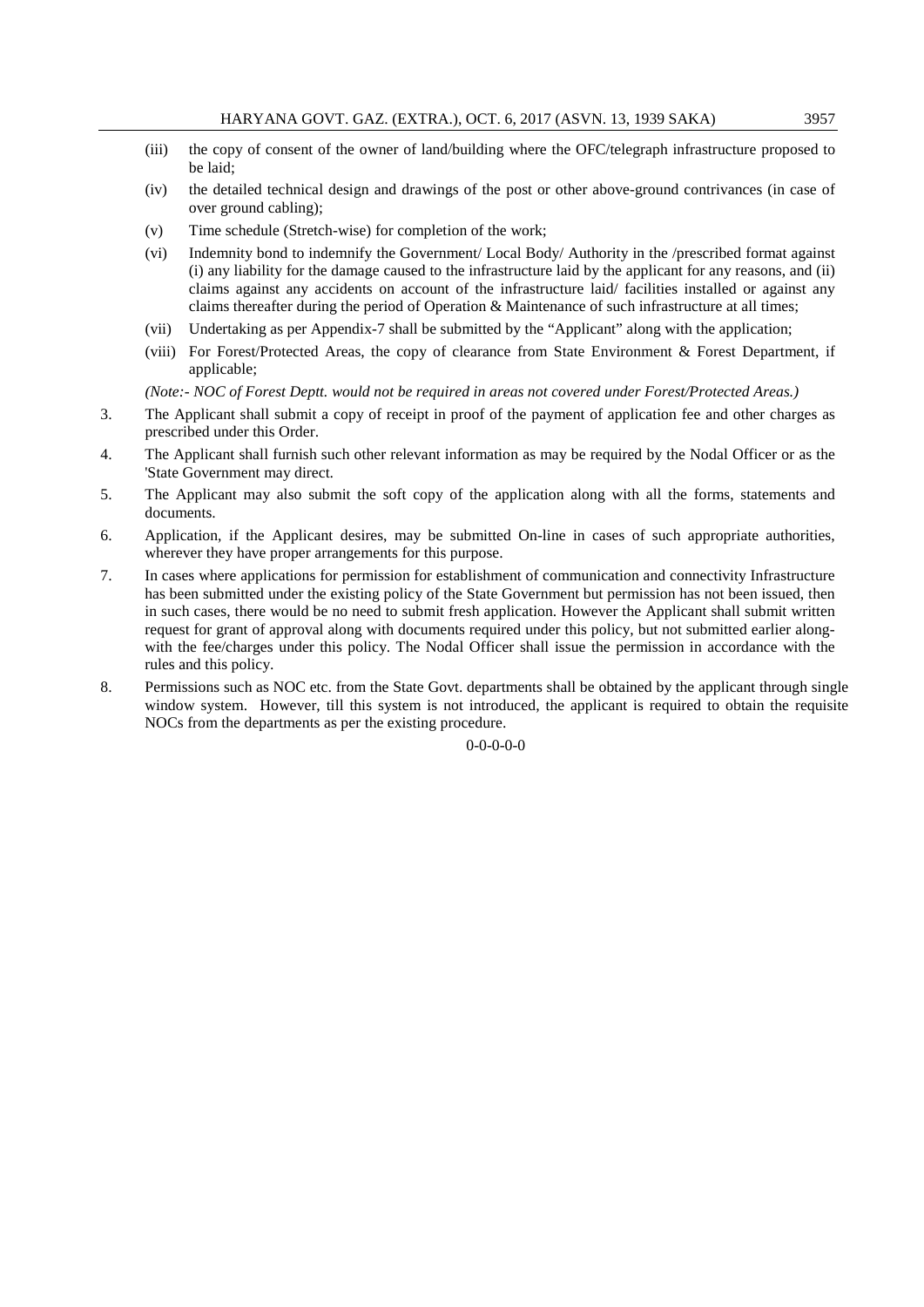(iii) the copy of consent of the owner of land/building where the OFC/telegraph infrastructure proposed to be laid;

(iv) the detailed technical design and drawings of the post or other above-ground contrivances (in case of over ground cabling);

(v) Time schedule (Stretch-wise) for completion of the work;

(vi) Indemnity bond to indemnify the Government/ Local Body/ Authority in the /prescribed format against (i) any liability for the damage caused to the infrastructure laid by the applicant for any reasons, and (ii) claims against any accidents on account of the infrastructure laid/ facilities installed or against any claims thereafter during the period of Operation & Maintenance of such infrastructure at all times;

(vii) Undertaking as per Appendix-7 shall be submitted by the "Applicant" along with the application;

(viii) For Forest/Protected Areas, the copy of clearance from State Environment & Forest Department, if applicable;

*(Note:- NOC of Forest Deptt. would not be required in areas not covered under Forest/Protected Areas.)*

3. The Applicant shall submit a copy of receipt in proof of the payment of application fee and other charges as prescribed under this Order.

4. The Applicant shall furnish such other relevant information as may be required by the Nodal Officer or as the 'State Government may direct.

5. The Applicant may also submit the soft copy of the application along with all the forms, statements and documents.

6. Application, if the Applicant desires, may be submitted On-line in cases of such appropriate authorities, wherever they have proper arrangements for this purpose.

7. In cases where applications for permission for establishment of communication and connectivity Infrastructure has been submitted under the existing policy of the State Government but permission has not been issued, then in such cases, there would be no need to submit fresh application. However the Applicant shall submit written request for grant of approval along with documents required under this policy, but not submitted earlier along-with the fee/charges under this policy. The Nodal Officer shall issue the permission in accordance with the rules and this policy.

8. Permissions such as NOC etc. from the State Govt. departments shall be obtained by the applicant through single window system. However, till this system is not introduced, the applicant is required to obtain the requisite NOCs from the departments as per the existing procedure.

0-0-0-0-0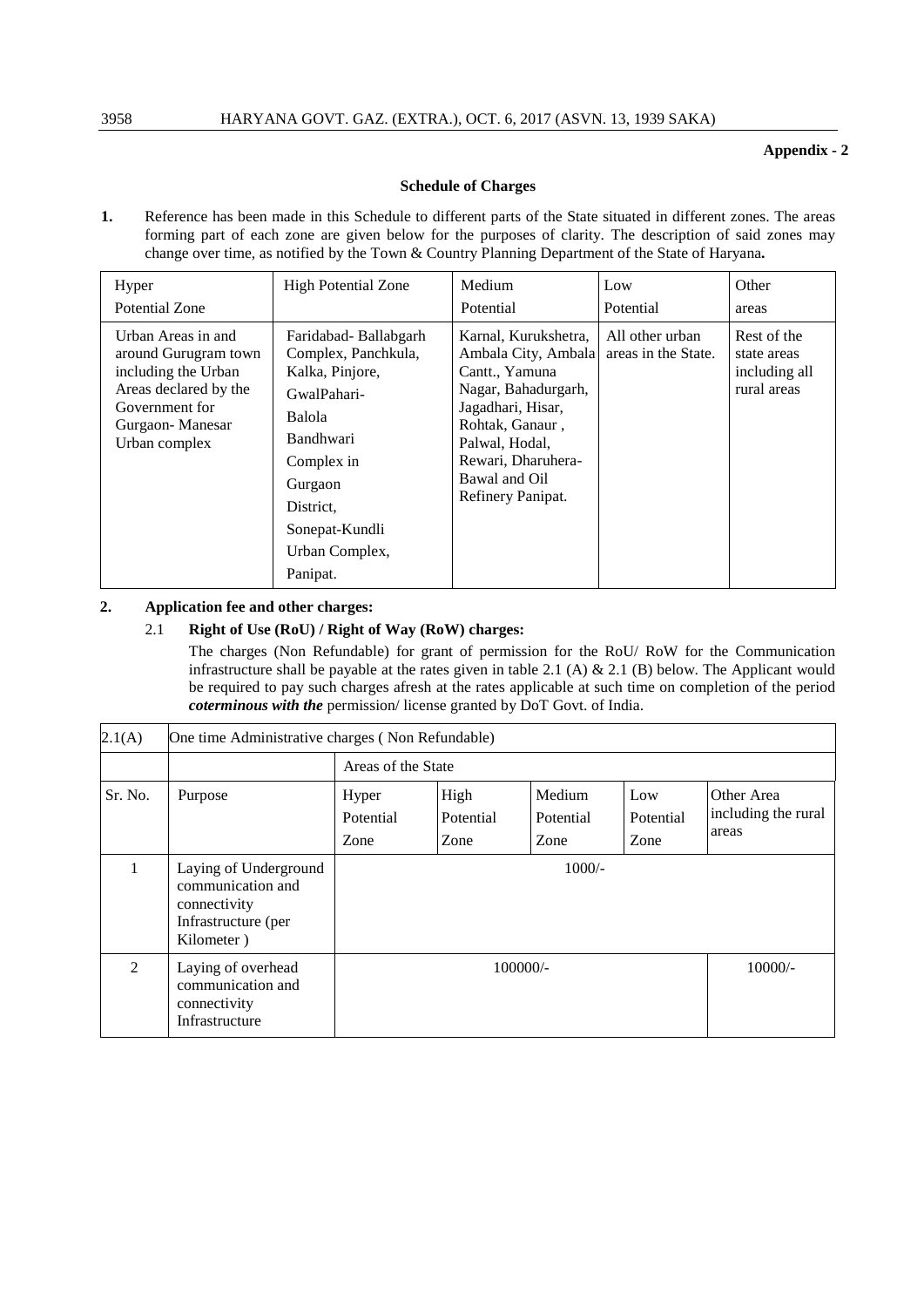**Appendix - 2**

**Schedule of Charges**

**1.** Reference has been made in this Schedule to different parts of the State situated in different zones. The areas forming part of each zone are given below for the purposes of clarity. The description of said zones may change over time, as notified by the Town & Country Planning Department of the State of Haryana**.**

| Hyper Potential Zone | High Potential Zone | Medium Potential | Low Potential | Other areas |
|---|---|---|---|---|
| Urban Areas in and around Gurugram town including the Urban Areas declared by the Government for Gurgaon- Manesar Urban complex | Faridabad- Ballabgarh Complex, Panchkula, Kalka, Pinjore, GwalPahari- Balola Bandhwari Complex in Gurgaon District, Sonepat-Kundli Urban Complex, Panipat. | Karnal, Kurukshetra, Ambala City, Ambala Cantt., Yamuna Nagar, Bahadurgarh, Jagadhari, Hisar, Rohtak, Ganaur , Palwal, Hodal, Rewari, Dharuhera- Bawal and Oil Refinery Panipat. | All other urban areas in the State. | Rest of the state areas including all rural areas |

**2. Application fee and other charges:**

2.1 **Right of Use (RoU) / Right of Way (RoW) charges:**

The charges (Non Refundable) for grant of permission for the RoU/ RoW for the Communication infrastructure shall be payable at the rates given in table 2.1 (A) & 2.1 (B) below. The Applicant would be required to pay such charges afresh at the rates applicable at such time on completion of the period ***coterminous with the*** permission/ license granted by DoT Govt. of India.

| 2.1(A) | One time Administrative charges ( Non Refundable) | | | | | |
|---|---|---|---|---|---|---|
| | | Areas of the State | | | | |
| Sr. No. | Purpose | Hyper Potential Zone | High Potential Zone | Medium Potential Zone | Low Potential Zone | Other Area including the rural areas |
| 1 | Laying of Underground communication and connectivity Infrastructure (per Kilometer ) | 1000/- | | | | |
| 2 | Laying of overhead communication and connectivity Infrastructure | 100000/- | | | | 10000/- |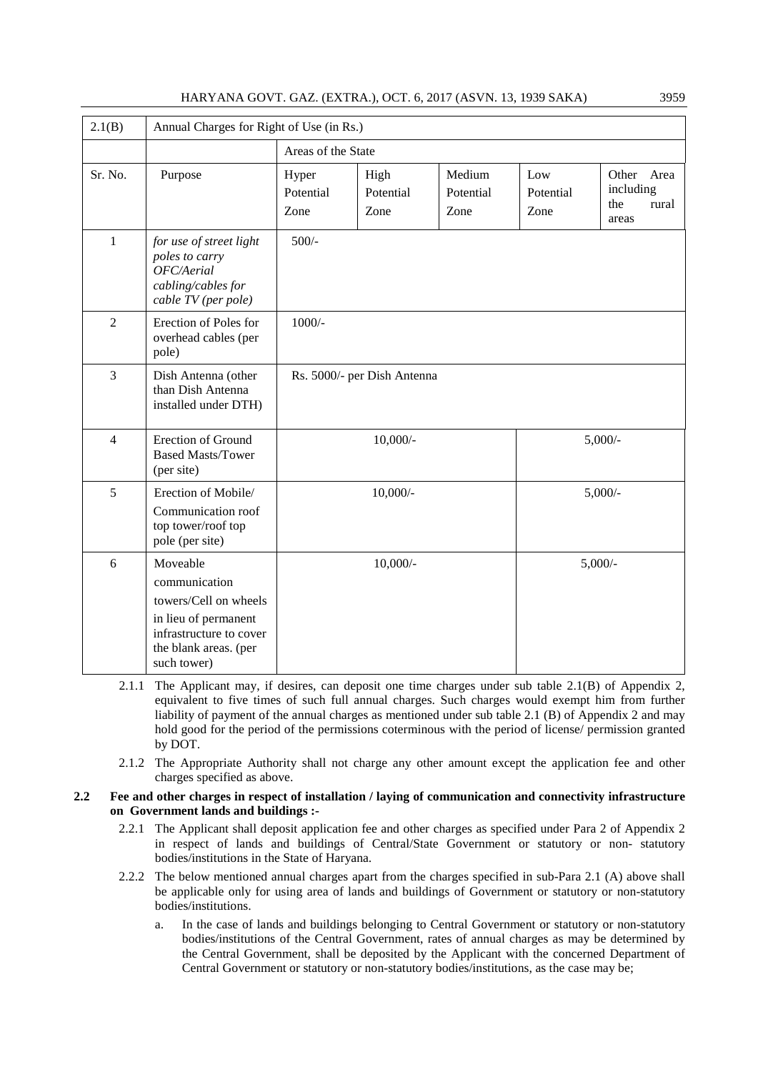| 2.1(B) | Annual Charges for Right of Use (in Rs.) | | | | | |
|---|---|---|---|---|---|---|
| | | Areas of the State | | | | |
| Sr. No. | Purpose | Hyper Potential Zone | High Potential Zone | Medium Potential Zone | Low Potential Zone | Other Area including the rural areas |
| 1 | *for use of street light poles to carry OFC/Aerial cabling/cables for cable TV (per pole)* | 500/- | | | | |
| 2 | Erection of Poles for overhead cables (per pole) | 1000/- | | | | |
| 3 | Dish Antenna (other than Dish Antenna installed under DTH) | Rs. 5000/- per Dish Antenna | | | | |
| 4 | Erection of Ground Based Masts/Tower (per site) | 10,000/- | | | 5,000/- | |
| 5 | Erection of Mobile/ Communication roof top tower/roof top pole (per site) | 10,000/- | | | 5,000/- | |
| 6 | Moveable communication towers/Cell on wheels in lieu of permanent infrastructure to cover the blank areas. (per such tower) | 10,000/- | | | 5,000/- | |

2.1.1 The Applicant may, if desires, can deposit one time charges under sub table 2.1(B) of Appendix 2, equivalent to five times of such full annual charges. Such charges would exempt him from further liability of payment of the annual charges as mentioned under sub table 2.1 (B) of Appendix 2 and may hold good for the period of the permissions coterminous with the period of license/ permission granted by DOT.

2.1.2 The Appropriate Authority shall not charge any other amount except the application fee and other charges specified as above.

**2.2 Fee and other charges in respect of installation / laying of communication and connectivity infrastructure on Government lands and buildings :-**

2.2.1 The Applicant shall deposit application fee and other charges as specified under Para 2 of Appendix 2 in respect of lands and buildings of Central/State Government or statutory or non- statutory bodies/institutions in the State of Haryana.

2.2.2 The below mentioned annual charges apart from the charges specified in sub-Para 2.1 (A) above shall be applicable only for using area of lands and buildings of Government or statutory or non-statutory bodies/institutions.

a. In the case of lands and buildings belonging to Central Government or statutory or non-statutory bodies/institutions of the Central Government, rates of annual charges as may be determined by the Central Government, shall be deposited by the Applicant with the concerned Department of Central Government or statutory or non-statutory bodies/institutions, as the case may be;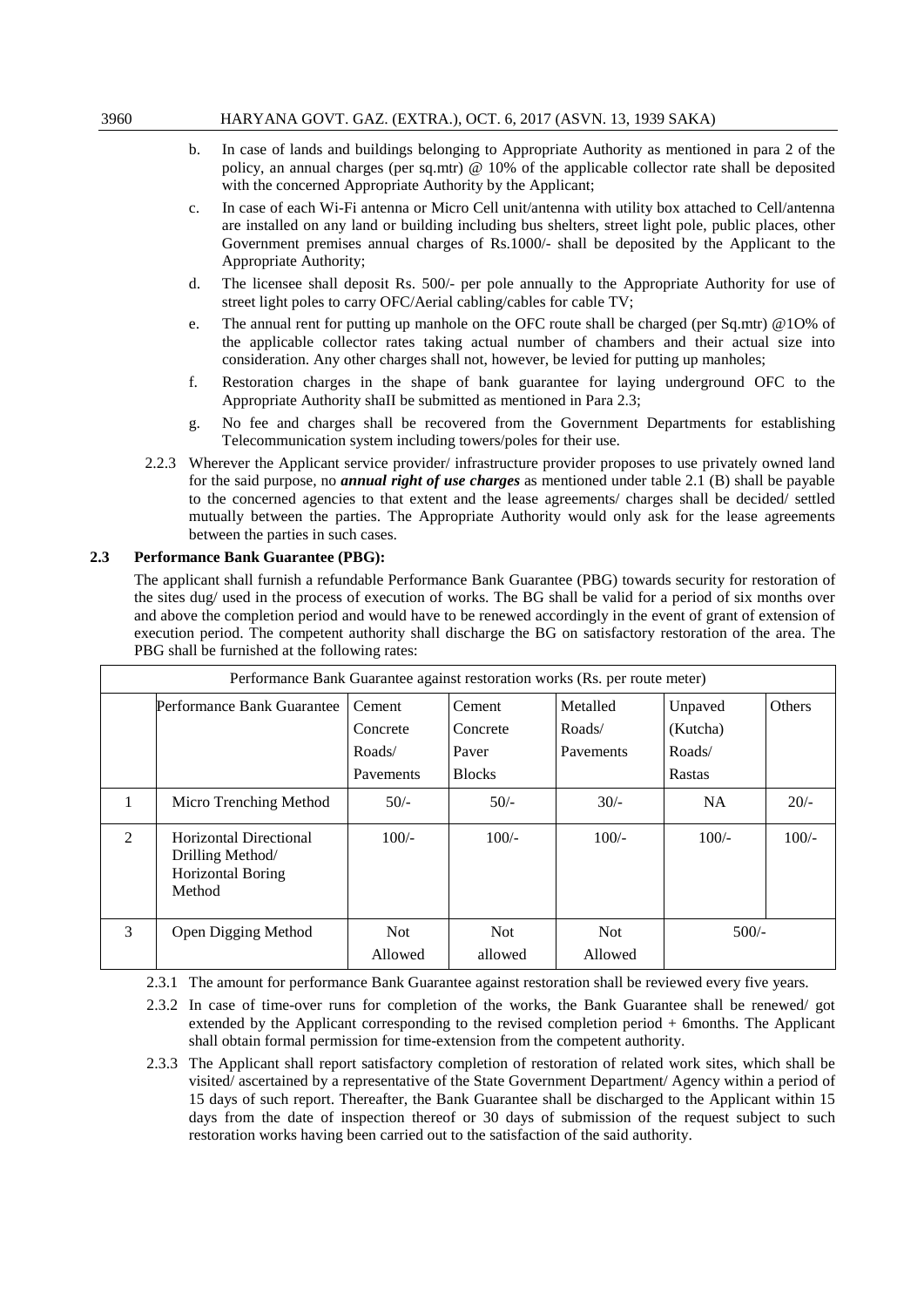b. In case of lands and buildings belonging to Appropriate Authority as mentioned in para 2 of the policy, an annual charges (per sq.mtr) @ 10% of the applicable collector rate shall be deposited with the concerned Appropriate Authority by the Applicant;

c. In case of each Wi-Fi antenna or Micro Cell unit/antenna with utility box attached to Cell/antenna are installed on any land or building including bus shelters, street light pole, public places, other Government premises annual charges of Rs.1000/- shall be deposited by the Applicant to the Appropriate Authority;

d. The licensee shall deposit Rs. 500/- per pole annually to the Appropriate Authority for use of street light poles to carry OFC/Aerial cabling/cables for cable TV;

e. The annual rent for putting up manhole on the OFC route shall be charged (per Sq.mtr) @1O% of the applicable collector rates taking actual number of chambers and their actual size into consideration. Any other charges shall not, however, be levied for putting up manholes;

f. Restoration charges in the shape of bank guarantee for laying underground OFC to the Appropriate Authority shaII be submitted as mentioned in Para 2.3;

g. No fee and charges shall be recovered from the Government Departments for establishing Telecommunication system including towers/poles for their use.

2.2.3 Wherever the Applicant service provider/ infrastructure provider proposes to use privately owned land for the said purpose, no ***annual right of use charges*** as mentioned under table 2.1 (B) shall be payable to the concerned agencies to that extent and the lease agreements/ charges shall be decided/ settled mutually between the parties. The Appropriate Authority would only ask for the lease agreements between the parties in such cases.

**2.3 Performance Bank Guarantee (PBG):**

The applicant shall furnish a refundable Performance Bank Guarantee (PBG) towards security for restoration of the sites dug/ used in the process of execution of works. The BG shall be valid for a period of six months over and above the completion period and would have to be renewed accordingly in the event of grant of extension of execution period. The competent authority shall discharge the BG on satisfactory restoration of the area. The PBG shall be furnished at the following rates:

| Performance Bank Guarantee against restoration works (Rs. per route meter) | | | | | | |
|---|---|---|---|---|---|---|
| | Performance Bank Guarantee | Cement Concrete Roads/ Pavements | Cement Concrete Paver Blocks | Metalled Roads/ Pavements | Unpaved (Kutcha) Roads/ Rastas | Others |
| 1 | Micro Trenching Method | 50/- | 50/- | 30/- | NA | 20/- |
| 2 | Horizontal Directional Drilling Method/ Horizontal Boring Method | 100/- | 100/- | 100/- | 100/- | 100/- |
| 3 | Open Digging Method | Not Allowed | Not allowed | Not Allowed | 500/- | |

2.3.1 The amount for performance Bank Guarantee against restoration shall be reviewed every five years.

2.3.2 In case of time-over runs for completion of the works, the Bank Guarantee shall be renewed/ got extended by the Applicant corresponding to the revised completion period + 6months. The Applicant shall obtain formal permission for time-extension from the competent authority.

2.3.3 The Applicant shall report satisfactory completion of restoration of related work sites, which shall be visited/ ascertained by a representative of the State Government Department/ Agency within a period of 15 days of such report. Thereafter, the Bank Guarantee shall be discharged to the Applicant within 15 days from the date of inspection thereof or 30 days of submission of the request subject to such restoration works having been carried out to the satisfaction of the said authority.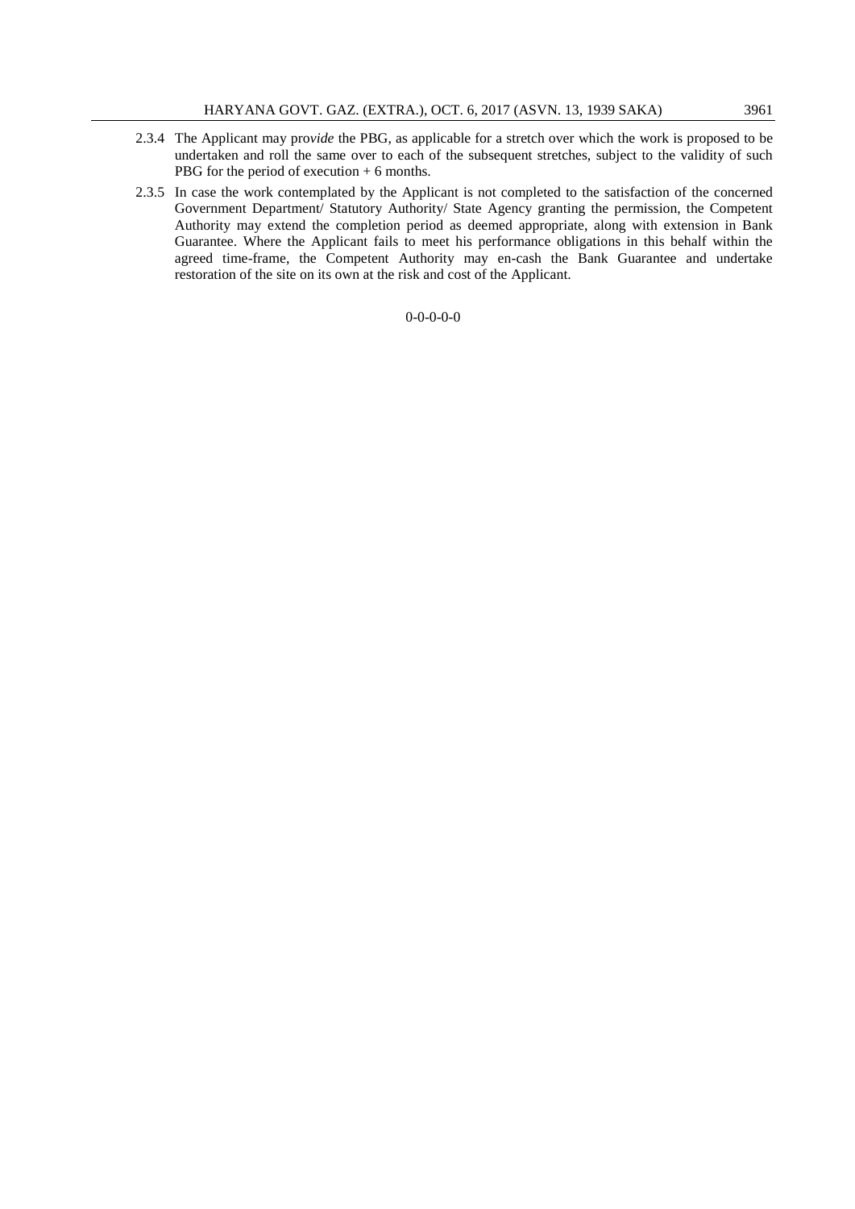2.3.4 The Applicant may pro*vide* the PBG, as applicable for a stretch over which the work is proposed to be undertaken and roll the same over to each of the subsequent stretches, subject to the validity of such PBG for the period of execution + 6 months.

2.3.5 In case the work contemplated by the Applicant is not completed to the satisfaction of the concerned Government Department/ Statutory Authority/ State Agency granting the permission, the Competent Authority may extend the completion period as deemed appropriate, along with extension in Bank Guarantee. Where the Applicant fails to meet his performance obligations in this behalf within the agreed time-frame, the Competent Authority may en-cash the Bank Guarantee and undertake restoration of the site on its own at the risk and cost of the Applicant.

0-0-0-0-0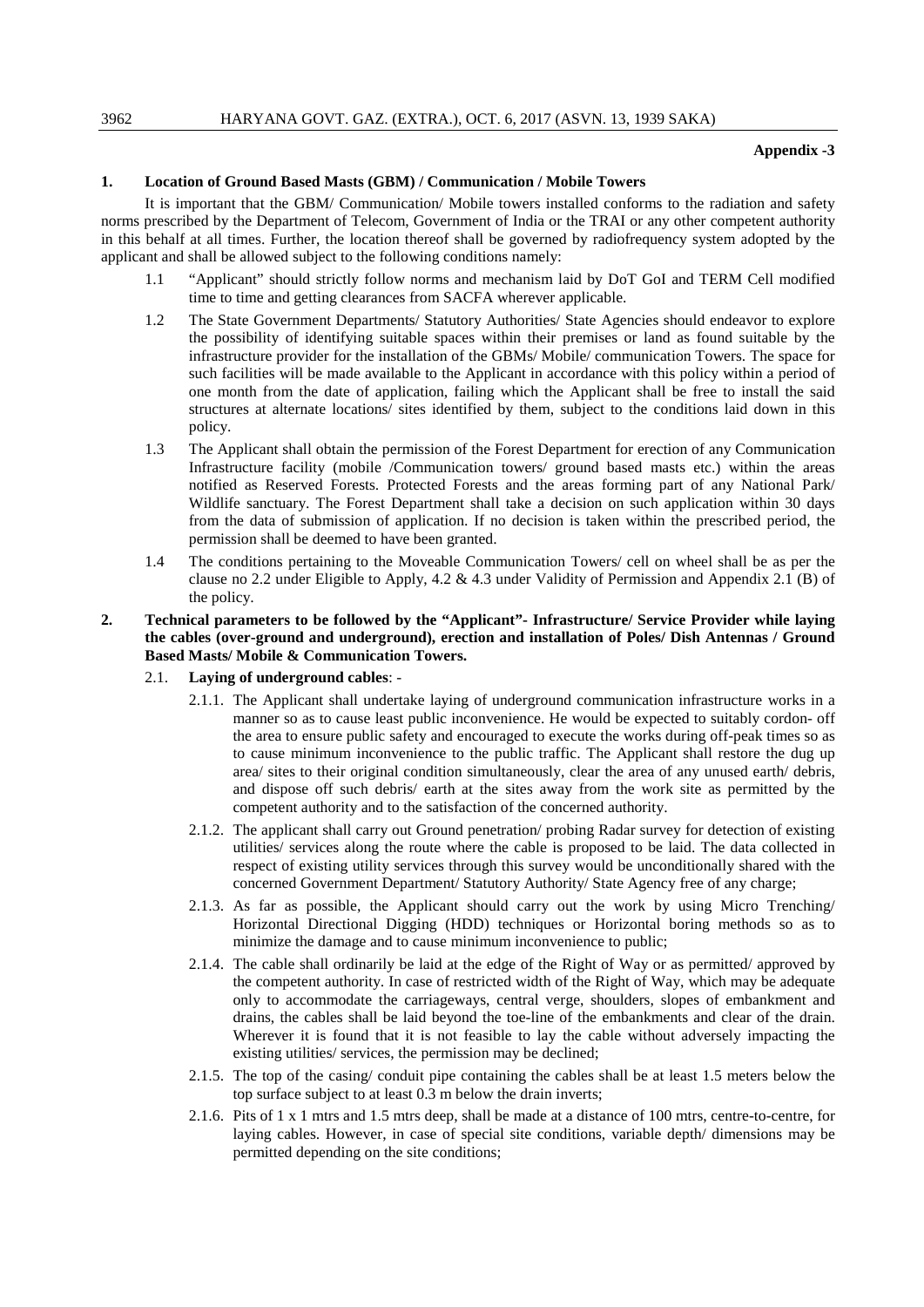**Appendix -3**

**1. Location of Ground Based Masts (GBM) / Communication / Mobile Towers**

It is important that the GBM/ Communication/ Mobile towers installed conforms to the radiation and safety norms prescribed by the Department of Telecom, Government of India or the TRAI or any other competent authority in this behalf at all times. Further, the location thereof shall be governed by radiofrequency system adopted by the applicant and shall be allowed subject to the following conditions namely:

1.1 "Applicant" should strictly follow norms and mechanism laid by DoT GoI and TERM Cell modified time to time and getting clearances from SACFA wherever applicable.

1.2 The State Government Departments/ Statutory Authorities/ State Agencies should endeavor to explore the possibility of identifying suitable spaces within their premises or land as found suitable by the infrastructure provider for the installation of the GBMs/ Mobile/ communication Towers. The space for such facilities will be made available to the Applicant in accordance with this policy within a period of one month from the date of application, failing which the Applicant shall be free to install the said structures at alternate locations/ sites identified by them, subject to the conditions laid down in this policy.

1.3 The Applicant shall obtain the permission of the Forest Department for erection of any Communication Infrastructure facility (mobile /Communication towers/ ground based masts etc.) within the areas notified as Reserved Forests. Protected Forests and the areas forming part of any National Park/ Wildlife sanctuary. The Forest Department shall take a decision on such application within 30 days from the data of submission of application. If no decision is taken within the prescribed period, the permission shall be deemed to have been granted.

1.4 The conditions pertaining to the Moveable Communication Towers/ cell on wheel shall be as per the clause no 2.2 under Eligible to Apply, 4.2 & 4.3 under Validity of Permission and Appendix 2.1 (B) of the policy.

**2. Technical parameters to be followed by the "Applicant"- Infrastructure/ Service Provider while laying the cables (over-ground and underground), erection and installation of Poles/ Dish Antennas / Ground Based Masts/ Mobile & Communication Towers.**

2.1. **Laying of underground cables**: -

2.1.1. The Applicant shall undertake laying of underground communication infrastructure works in a manner so as to cause least public inconvenience. He would be expected to suitably cordon- off the area to ensure public safety and encouraged to execute the works during off-peak times so as to cause minimum inconvenience to the public traffic. The Applicant shall restore the dug up area/ sites to their original condition simultaneously, clear the area of any unused earth/ debris, and dispose off such debris/ earth at the sites away from the work site as permitted by the competent authority and to the satisfaction of the concerned authority.

2.1.2. The applicant shall carry out Ground penetration/ probing Radar survey for detection of existing utilities/ services along the route where the cable is proposed to be laid. The data collected in respect of existing utility services through this survey would be unconditionally shared with the concerned Government Department/ Statutory Authority/ State Agency free of any charge;

2.1.3. As far as possible, the Applicant should carry out the work by using Micro Trenching/ Horizontal Directional Digging (HDD) techniques or Horizontal boring methods so as to minimize the damage and to cause minimum inconvenience to public;

2.1.4. The cable shall ordinarily be laid at the edge of the Right of Way or as permitted/ approved by the competent authority. In case of restricted width of the Right of Way, which may be adequate only to accommodate the carriageways, central verge, shoulders, slopes of embankment and drains, the cables shall be laid beyond the toe-line of the embankments and clear of the drain. Wherever it is found that it is not feasible to lay the cable without adversely impacting the existing utilities/ services, the permission may be declined;

2.1.5. The top of the casing/ conduit pipe containing the cables shall be at least 1.5 meters below the top surface subject to at least 0.3 m below the drain inverts;

2.1.6. Pits of 1 x 1 mtrs and 1.5 mtrs deep, shall be made at a distance of 100 mtrs, centre-to-centre, for laying cables. However, in case of special site conditions, variable depth/ dimensions may be permitted depending on the site conditions;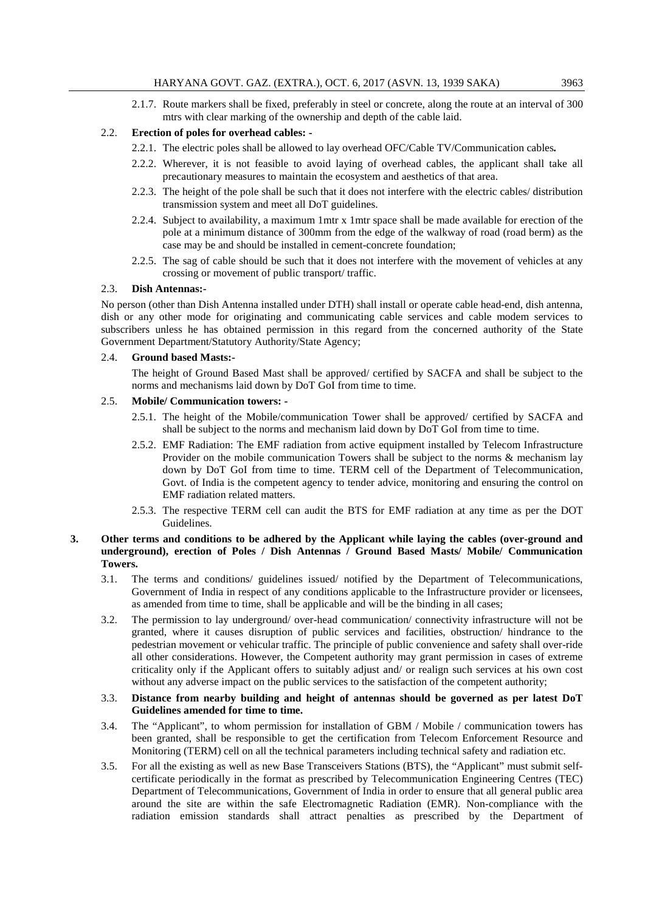2.1.7. Route markers shall be fixed, preferably in steel or concrete, along the route at an interval of 300 mtrs with clear marking of the ownership and depth of the cable laid.

2.2. **Erection of poles for overhead cables: -**

2.2.1. The electric poles shall be allowed to lay overhead OFC/Cable TV/Communication cables**.**

2.2.2. Wherever, it is not feasible to avoid laying of overhead cables, the applicant shall take all precautionary measures to maintain the ecosystem and aesthetics of that area.

2.2.3. The height of the pole shall be such that it does not interfere with the electric cables/ distribution transmission system and meet all DoT guidelines.

2.2.4. Subject to availability, a maximum 1mtr x 1mtr space shall be made available for erection of the pole at a minimum distance of 300mm from the edge of the walkway of road (road berm) as the case may be and should be installed in cement-concrete foundation;

2.2.5. The sag of cable should be such that it does not interfere with the movement of vehicles at any crossing or movement of public transport/ traffic.

2.3. **Dish Antennas:-**

No person (other than Dish Antenna installed under DTH) shall install or operate cable head-end, dish antenna, dish or any other mode for originating and communicating cable services and cable modem services to subscribers unless he has obtained permission in this regard from the concerned authority of the State Government Department/Statutory Authority/State Agency;

2.4. **Ground based Masts:-**

The height of Ground Based Mast shall be approved/ certified by SACFA and shall be subject to the norms and mechanisms laid down by DoT GoI from time to time.

2.5. **Mobile/ Communication towers: -**

2.5.1. The height of the Mobile/communication Tower shall be approved/ certified by SACFA and shall be subject to the norms and mechanism laid down by DoT GoI from time to time.

2.5.2. EMF Radiation: The EMF radiation from active equipment installed by Telecom Infrastructure Provider on the mobile communication Towers shall be subject to the norms & mechanism lay down by DoT GoI from time to time. TERM cell of the Department of Telecommunication, Govt. of India is the competent agency to tender advice, monitoring and ensuring the control on EMF radiation related matters.

2.5.3. The respective TERM cell can audit the BTS for EMF radiation at any time as per the DOT Guidelines.

**3. Other terms and conditions to be adhered by the Applicant while laying the cables (over-ground and underground), erection of Poles / Dish Antennas / Ground Based Masts/ Mobile/ Communication Towers.**

3.1. The terms and conditions/ guidelines issued/ notified by the Department of Telecommunications, Government of India in respect of any conditions applicable to the Infrastructure provider or licensees, as amended from time to time, shall be applicable and will be the binding in all cases;

3.2. The permission to lay underground/ over-head communication/ connectivity infrastructure will not be granted, where it causes disruption of public services and facilities, obstruction/ hindrance to the pedestrian movement or vehicular traffic. The principle of public convenience and safety shall over-ride all other considerations. However, the Competent authority may grant permission in cases of extreme criticality only if the Applicant offers to suitably adjust and/ or realign such services at his own cost without any adverse impact on the public services to the satisfaction of the competent authority;

3.3. **Distance from nearby building and height of antennas should be governed as per latest DoT Guidelines amended for time to time.**

3.4. The "Applicant", to whom permission for installation of GBM / Mobile / communication towers has been granted, shall be responsible to get the certification from Telecom Enforcement Resource and Monitoring (TERM) cell on all the technical parameters including technical safety and radiation etc.

3.5. For all the existing as well as new Base Transceivers Stations (BTS), the "Applicant" must submit self-certificate periodically in the format as prescribed by Telecommunication Engineering Centres (TEC) Department of Telecommunications, Government of India in order to ensure that all general public area around the site are within the safe Electromagnetic Radiation (EMR). Non-compliance with the radiation emission standards shall attract penalties as prescribed by the Department of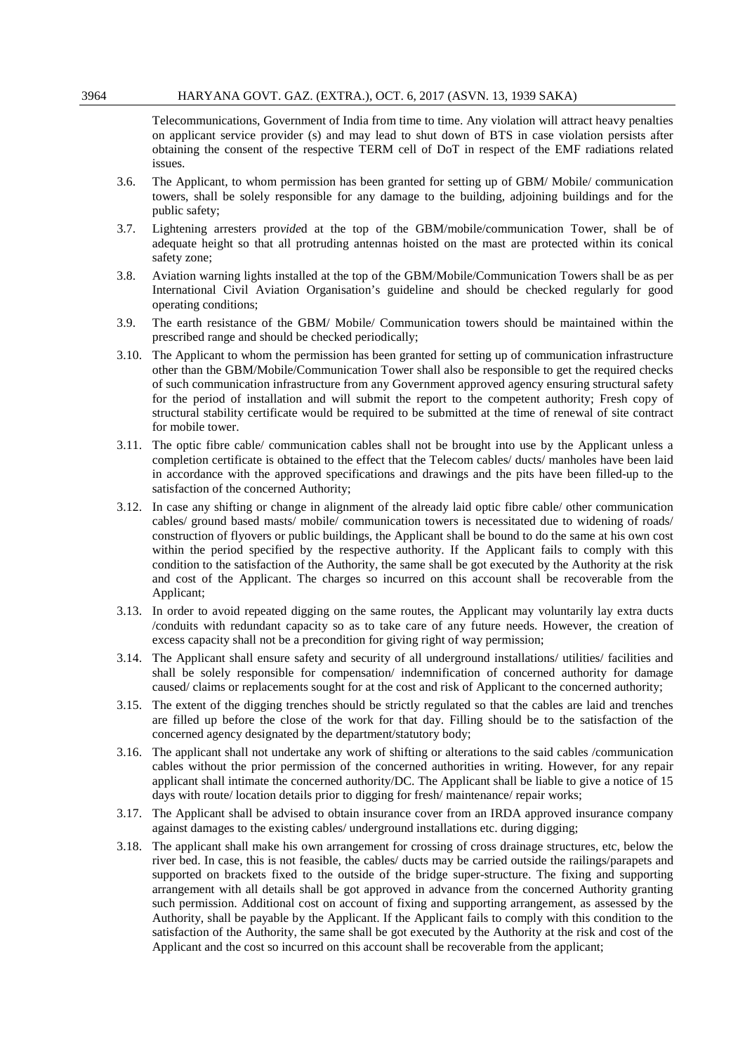Telecommunications, Government of India from time to time. Any violation will attract heavy penalties on applicant service provider (s) and may lead to shut down of BTS in case violation persists after obtaining the consent of the respective TERM cell of DoT in respect of the EMF radiations related issues.

3.6. The Applicant, to whom permission has been granted for setting up of GBM/ Mobile/ communication towers, shall be solely responsible for any damage to the building, adjoining buildings and for the public safety;

3.7. Lightening arresters pro*vide*d at the top of the GBM/mobile/communication Tower, shall be of adequate height so that all protruding antennas hoisted on the mast are protected within its conical safety zone;

3.8. Aviation warning lights installed at the top of the GBM/Mobile/Communication Towers shall be as per International Civil Aviation Organisation's guideline and should be checked regularly for good operating conditions;

3.9. The earth resistance of the GBM/ Mobile/ Communication towers should be maintained within the prescribed range and should be checked periodically;

3.10. The Applicant to whom the permission has been granted for setting up of communication infrastructure other than the GBM/Mobile/Communication Tower shall also be responsible to get the required checks of such communication infrastructure from any Government approved agency ensuring structural safety for the period of installation and will submit the report to the competent authority; Fresh copy of structural stability certificate would be required to be submitted at the time of renewal of site contract for mobile tower.

3.11. The optic fibre cable/ communication cables shall not be brought into use by the Applicant unless a completion certificate is obtained to the effect that the Telecom cables/ ducts/ manholes have been laid in accordance with the approved specifications and drawings and the pits have been filled-up to the satisfaction of the concerned Authority;

3.12. In case any shifting or change in alignment of the already laid optic fibre cable/ other communication cables/ ground based masts/ mobile/ communication towers is necessitated due to widening of roads/ construction of flyovers or public buildings, the Applicant shall be bound to do the same at his own cost within the period specified by the respective authority. If the Applicant fails to comply with this condition to the satisfaction of the Authority, the same shall be got executed by the Authority at the risk and cost of the Applicant. The charges so incurred on this account shall be recoverable from the Applicant;

3.13. In order to avoid repeated digging on the same routes, the Applicant may voluntarily lay extra ducts /conduits with redundant capacity so as to take care of any future needs. However, the creation of excess capacity shall not be a precondition for giving right of way permission;

3.14. The Applicant shall ensure safety and security of all underground installations/ utilities/ facilities and shall be solely responsible for compensation/ indemnification of concerned authority for damage caused/ claims or replacements sought for at the cost and risk of Applicant to the concerned authority;

3.15. The extent of the digging trenches should be strictly regulated so that the cables are laid and trenches are filled up before the close of the work for that day. Filling should be to the satisfaction of the concerned agency designated by the department/statutory body;

3.16. The applicant shall not undertake any work of shifting or alterations to the said cables /communication cables without the prior permission of the concerned authorities in writing. However, for any repair applicant shall intimate the concerned authority/DC. The Applicant shall be liable to give a notice of 15 days with route/ location details prior to digging for fresh/ maintenance/ repair works;

3.17. The Applicant shall be advised to obtain insurance cover from an IRDA approved insurance company against damages to the existing cables/ underground installations etc. during digging;

3.18. The applicant shall make his own arrangement for crossing of cross drainage structures, etc, below the river bed. In case, this is not feasible, the cables/ ducts may be carried outside the railings/parapets and supported on brackets fixed to the outside of the bridge super-structure. The fixing and supporting arrangement with all details shall be got approved in advance from the concerned Authority granting such permission. Additional cost on account of fixing and supporting arrangement, as assessed by the Authority, shall be payable by the Applicant. If the Applicant fails to comply with this condition to the satisfaction of the Authority, the same shall be got executed by the Authority at the risk and cost of the Applicant and the cost so incurred on this account shall be recoverable from the applicant;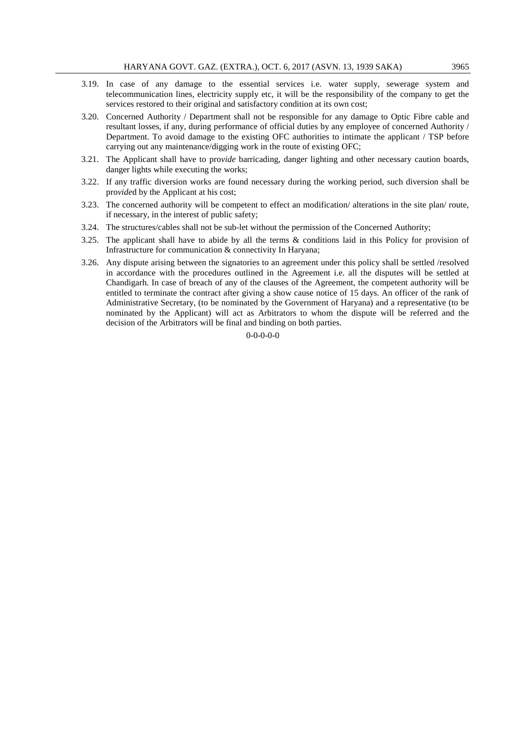3.19. In case of any damage to the essential services i.e. water supply, sewerage system and telecommunication lines, electricity supply etc, it will be the responsibility of the company to get the services restored to their original and satisfactory condition at its own cost;

3.20. Concerned Authority / Department shall not be responsible for any damage to Optic Fibre cable and resultant losses, if any, during performance of official duties by any employee of concerned Authority / Department. To avoid damage to the existing OFC authorities to intimate the applicant / TSP before carrying out any maintenance/digging work in the route of existing OFC;

3.21. The Applicant shall have to pro*vide* barricading, danger lighting and other necessary caution boards, danger lights while executing the works;

3.22. If any traffic diversion works are found necessary during the working period, such diversion shall be pro*vide*d by the Applicant at his cost;

3.23. The concerned authority will be competent to effect an modification/ alterations in the site plan/ route, if necessary, in the interest of public safety;

3.24. The structures/cables shall not be sub-let without the permission of the Concerned Authority;

3.25. The applicant shall have to abide by all the terms & conditions laid in this Policy for provision of Infrastructure for communication & connectivity In Haryana;

3.26. Any dispute arising between the signatories to an agreement under this policy shall be settled /resolved in accordance with the procedures outlined in the Agreement i.e. all the disputes will be settled at Chandigarh. In case of breach of any of the clauses of the Agreement, the competent authority will be entitled to terminate the contract after giving a show cause notice of 15 days. An officer of the rank of Administrative Secretary, (to be nominated by the Government of Haryana) and a representative (to be nominated by the Applicant) will act as Arbitrators to whom the dispute will be referred and the decision of the Arbitrators will be final and binding on both parties.

0-0-0-0-0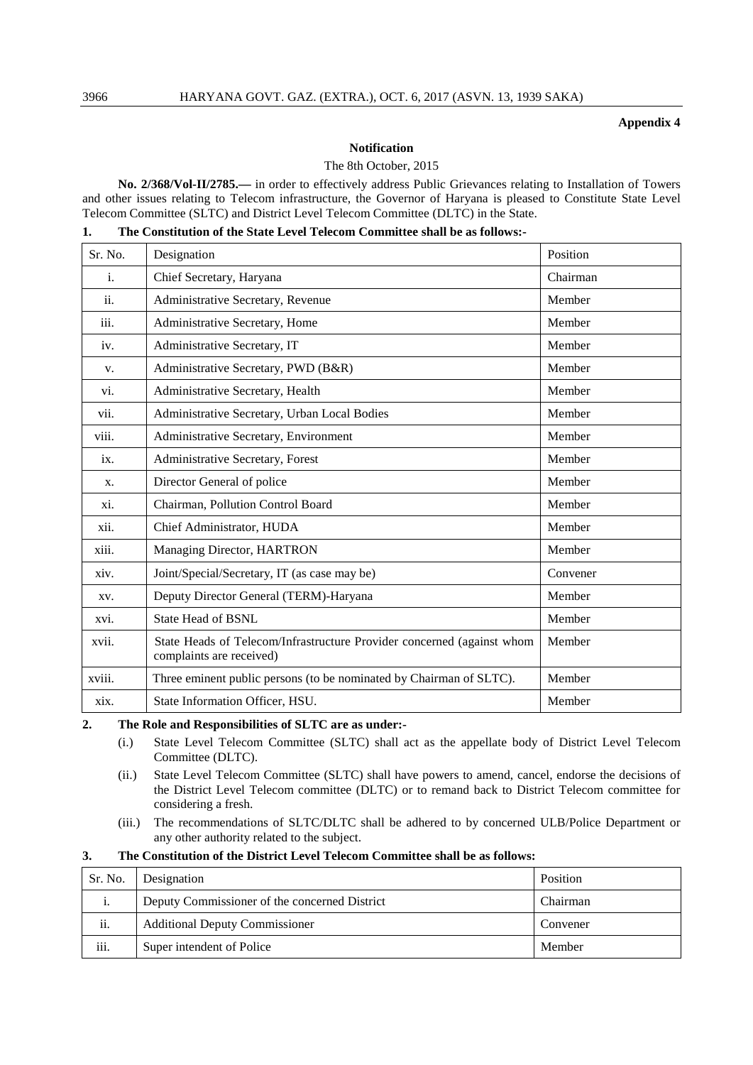**Appendix 4**

**Notification**

The 8th October, 2015

**No. 2/368/Vol-II/2785.—** in order to effectively address Public Grievances relating to Installation of Towers and other issues relating to Telecom infrastructure, the Governor of Haryana is pleased to Constitute State Level Telecom Committee (SLTC) and District Level Telecom Committee (DLTC) in the State.

**1. The Constitution of the State Level Telecom Committee shall be as follows:-**

| Sr. No. | Designation | Position |
|---|---|---|
| i. | Chief Secretary, Haryana | Chairman |
| ii. | Administrative Secretary, Revenue | Member |
| iii. | Administrative Secretary, Home | Member |
| iv. | Administrative Secretary, IT | Member |
| v. | Administrative Secretary, PWD (B&R) | Member |
| vi. | Administrative Secretary, Health | Member |
| vii. | Administrative Secretary, Urban Local Bodies | Member |
| viii. | Administrative Secretary, Environment | Member |
| ix. | Administrative Secretary, Forest | Member |
| x. | Director General of police | Member |
| xi. | Chairman, Pollution Control Board | Member |
| xii. | Chief Administrator, HUDA | Member |
| xiii. | Managing Director, HARTRON | Member |
| xiv. | Joint/Special/Secretary, IT (as case may be) | Convener |
| xv. | Deputy Director General (TERM)-Haryana | Member |
| xvi. | State Head of BSNL | Member |
| xvii. | State Heads of Telecom/Infrastructure Provider concerned (against whom complaints are received) | Member |
| xviii. | Three eminent public persons (to be nominated by Chairman of SLTC). | Member |
| xix. | State Information Officer, HSU. | Member |

**2. The Role and Responsibilities of SLTC are as under:-**

(i.) State Level Telecom Committee (SLTC) shall act as the appellate body of District Level Telecom Committee (DLTC).

(ii.) State Level Telecom Committee (SLTC) shall have powers to amend, cancel, endorse the decisions of the District Level Telecom committee (DLTC) or to remand back to District Telecom committee for considering a fresh.

(iii.) The recommendations of SLTC/DLTC shall be adhered to by concerned ULB/Police Department or any other authority related to the subject.

**3. The Constitution of the District Level Telecom Committee shall be as follows:**

| Sr. No. | Designation | Position |
|---|---|---|
| i. | Deputy Commissioner of the concerned District | Chairman |
| ii. | Additional Deputy Commissioner | Convener |
| iii. | Super intendent of Police | Member |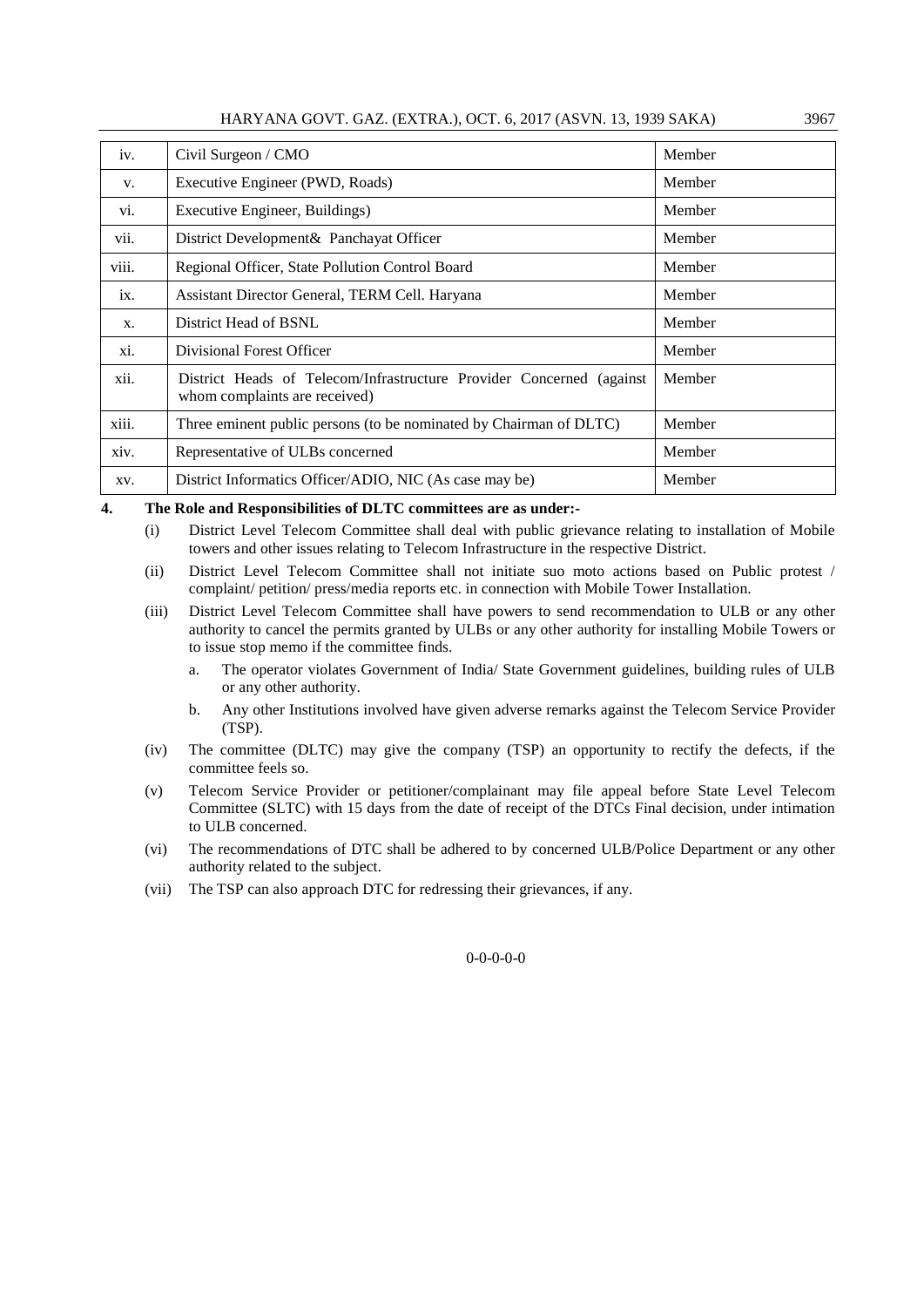| | | |
|---|---|---|
| iv. | Civil Surgeon / CMO | Member |
| v. | Executive Engineer (PWD, Roads) | Member |
| vi. | Executive Engineer, Buildings) | Member |
| vii. | District Development& Panchayat Officer | Member |
| viii. | Regional Officer, State Pollution Control Board | Member |
| ix. | Assistant Director General, TERM Cell. Haryana | Member |
| x. | District Head of BSNL | Member |
| xi. | Divisional Forest Officer | Member |
| xii. | District Heads of Telecom/Infrastructure Provider Concerned (against whom complaints are received) | Member |
| xiii. | Three eminent public persons (to be nominated by Chairman of DLTC) | Member |
| xiv. | Representative of ULBs concerned | Member |
| xv. | District Informatics Officer/ADIO, NIC (As case may be) | Member |

**4. The Role and Responsibilities of DLTC committees are as under:-**

(i) District Level Telecom Committee shall deal with public grievance relating to installation of Mobile towers and other issues relating to Telecom Infrastructure in the respective District.

(ii) District Level Telecom Committee shall not initiate suo moto actions based on Public protest / complaint/ petition/ press/media reports etc. in connection with Mobile Tower Installation.

(iii) District Level Telecom Committee shall have powers to send recommendation to ULB or any other authority to cancel the permits granted by ULBs or any other authority for installing Mobile Towers or to issue stop memo if the committee finds.

  a. The operator violates Government of India/ State Government guidelines, building rules of ULB or any other authority.

  b. Any other Institutions involved have given adverse remarks against the Telecom Service Provider (TSP).

(iv) The committee (DLTC) may give the company (TSP) an opportunity to rectify the defects, if the committee feels so.

(v) Telecom Service Provider or petitioner/complainant may file appeal before State Level Telecom Committee (SLTC) with 15 days from the date of receipt of the DTCs Final decision, under intimation to ULB concerned.

(vi) The recommendations of DTC shall be adhered to by concerned ULB/Police Department or any other authority related to the subject.

(vii) The TSP can also approach DTC for redressing their grievances, if any.

0-0-0-0-0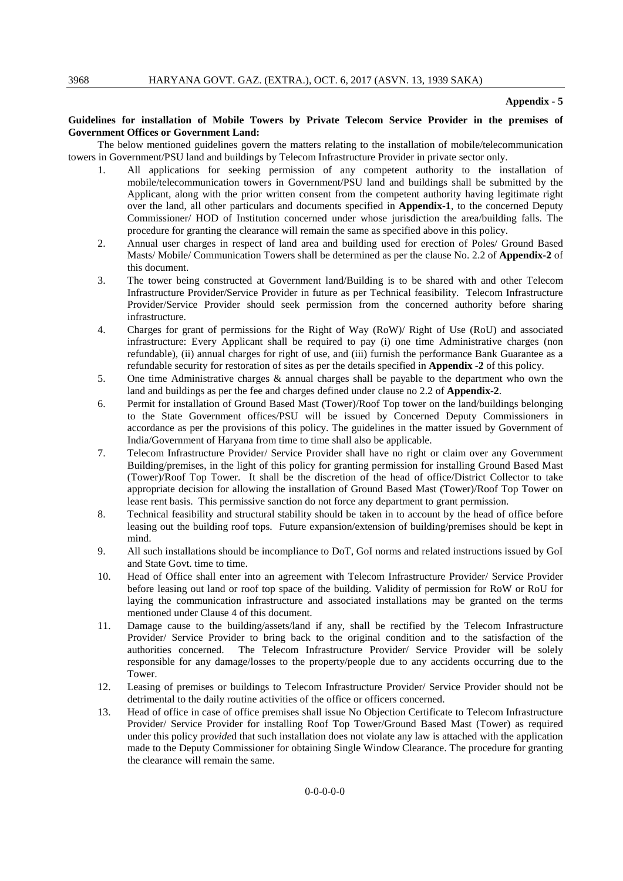**Appendix - 5**

**Guidelines for installation of Mobile Towers by Private Telecom Service Provider in the premises of Government Offices or Government Land:**

The below mentioned guidelines govern the matters relating to the installation of mobile/telecommunication towers in Government/PSU land and buildings by Telecom Infrastructure Provider in private sector only.

1. All applications for seeking permission of any competent authority to the installation of mobile/telecommunication towers in Government/PSU land and buildings shall be submitted by the Applicant, along with the prior written consent from the competent authority having legitimate right over the land, all other particulars and documents specified in **Appendix-1**, to the concerned Deputy Commissioner/ HOD of Institution concerned under whose jurisdiction the area/building falls. The procedure for granting the clearance will remain the same as specified above in this policy.
2. Annual user charges in respect of land area and building used for erection of Poles/ Ground Based Masts/ Mobile/ Communication Towers shall be determined as per the clause No. 2.2 of **Appendix-2** of this document.
3. The tower being constructed at Government land/Building is to be shared with and other Telecom Infrastructure Provider/Service Provider in future as per Technical feasibility. Telecom Infrastructure Provider/Service Provider should seek permission from the concerned authority before sharing infrastructure.
4. Charges for grant of permissions for the Right of Way (RoW)/ Right of Use (RoU) and associated infrastructure: Every Applicant shall be required to pay (i) one time Administrative charges (non refundable), (ii) annual charges for right of use, and (iii) furnish the performance Bank Guarantee as a refundable security for restoration of sites as per the details specified in **Appendix -2** of this policy.
5. One time Administrative charges & annual charges shall be payable to the department who own the land and buildings as per the fee and charges defined under clause no 2.2 of **Appendix-2**.
6. Permit for installation of Ground Based Mast (Tower)/Roof Top tower on the land/buildings belonging to the State Government offices/PSU will be issued by Concerned Deputy Commissioners in accordance as per the provisions of this policy. The guidelines in the matter issued by Government of India/Government of Haryana from time to time shall also be applicable.
7. Telecom Infrastructure Provider/ Service Provider shall have no right or claim over any Government Building/premises, in the light of this policy for granting permission for installing Ground Based Mast (Tower)/Roof Top Tower. It shall be the discretion of the head of office/District Collector to take appropriate decision for allowing the installation of Ground Based Mast (Tower)/Roof Top Tower on lease rent basis. This permissive sanction do not force any department to grant permission.
8. Technical feasibility and structural stability should be taken in to account by the head of office before leasing out the building roof tops. Future expansion/extension of building/premises should be kept in mind.
9. All such installations should be incompliance to DoT, GoI norms and related instructions issued by GoI and State Govt. time to time.
10. Head of Office shall enter into an agreement with Telecom Infrastructure Provider/ Service Provider before leasing out land or roof top space of the building. Validity of permission for RoW or RoU for laying the communication infrastructure and associated installations may be granted on the terms mentioned under Clause 4 of this document.
11. Damage cause to the building/assets/land if any, shall be rectified by the Telecom Infrastructure Provider/ Service Provider to bring back to the original condition and to the satisfaction of the authorities concerned. The Telecom Infrastructure Provider/ Service Provider will be solely responsible for any damage/losses to the property/people due to any accidents occurring due to the Tower.
12. Leasing of premises or buildings to Telecom Infrastructure Provider/ Service Provider should not be detrimental to the daily routine activities of the office or officers concerned.
13. Head of office in case of office premises shall issue No Objection Certificate to Telecom Infrastructure Provider/ Service Provider for installing Roof Top Tower/Ground Based Mast (Tower) as required under this policy pro*vide*d that such installation does not violate any law is attached with the application made to the Deputy Commissioner for obtaining Single Window Clearance. The procedure for granting the clearance will remain the same.

0-0-0-0-0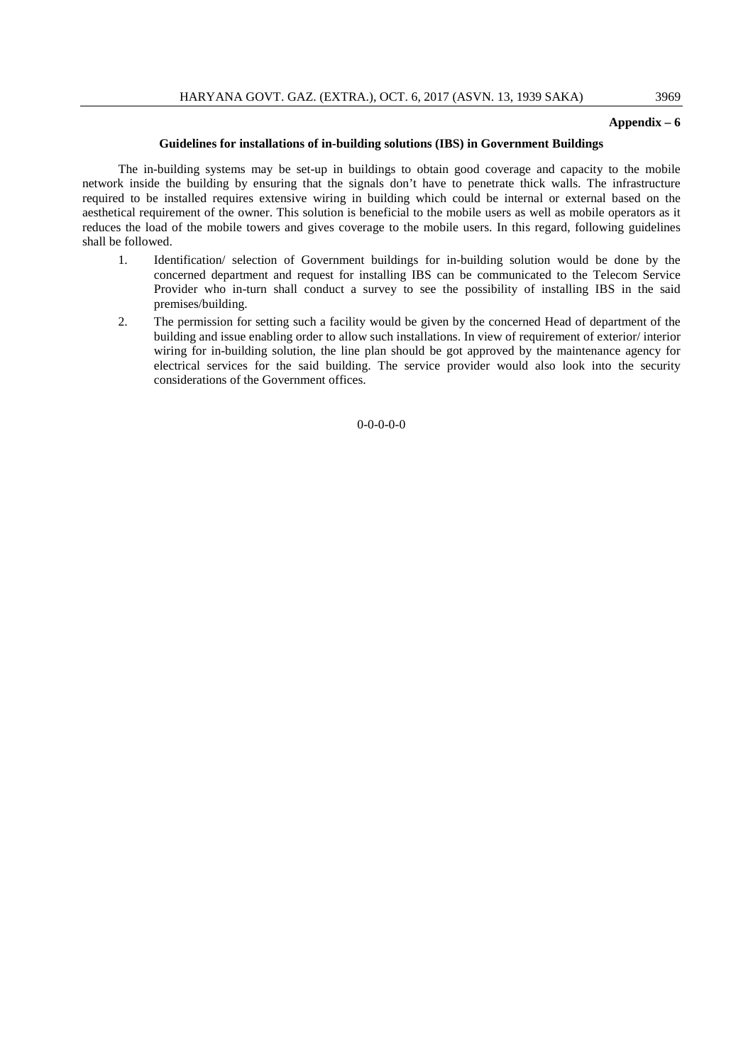**Appendix – 6**

## Guidelines for installations of in-building solutions (IBS) in Government Buildings

The in-building systems may be set-up in buildings to obtain good coverage and capacity to the mobile network inside the building by ensuring that the signals don't have to penetrate thick walls. The infrastructure required to be installed requires extensive wiring in building which could be internal or external based on the aesthetical requirement of the owner. This solution is beneficial to the mobile users as well as mobile operators as it reduces the load of the mobile towers and gives coverage to the mobile users. In this regard, following guidelines shall be followed.

1. Identification/ selection of Government buildings for in-building solution would be done by the concerned department and request for installing IBS can be communicated to the Telecom Service Provider who in-turn shall conduct a survey to see the possibility of installing IBS in the said premises/building.
2. The permission for setting such a facility would be given by the concerned Head of department of the building and issue enabling order to allow such installations. In view of requirement of exterior/ interior wiring for in-building solution, the line plan should be got approved by the maintenance agency for electrical services for the said building. The service provider would also look into the security considerations of the Government offices.

0-0-0-0-0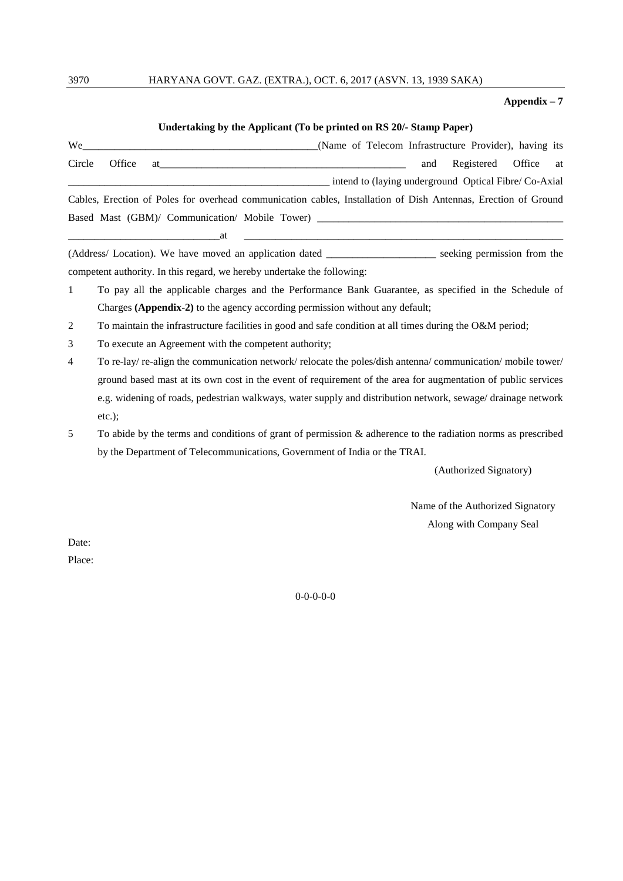**Appendix – 7**

**Undertaking by the Applicant (To be printed on RS 20/- Stamp Paper)**

We_____________________________________________(Name of Telecom Infrastructure Provider), having its Circle Office at_______________________________________________ and Registered Office at ___________________________________________________ intend to (laying underground Optical Fibre/ Co-Axial Cables, Erection of Poles for overhead communication cables, Installation of Dish Antennas, Erection of Ground Based Mast (GBM)/ Communication/ Mobile Tower) ______________________________________________ ____________________________at _______________________________________________________________ (Address/ Location). We have moved an application dated _____________________ seeking permission from the competent authority. In this regard, we hereby undertake the following:

1. To pay all the applicable charges and the Performance Bank Guarantee, as specified in the Schedule of Charges **(Appendix-2)** to the agency according permission without any default;
2. To maintain the infrastructure facilities in good and safe condition at all times during the O&M period;
3. To execute an Agreement with the competent authority;
4. To re-lay/ re-align the communication network/ relocate the poles/dish antenna/ communication/ mobile tower/ ground based mast at its own cost in the event of requirement of the area for augmentation of public services e.g. widening of roads, pedestrian walkways, water supply and distribution network, sewage/ drainage network etc.);
5. To abide by the terms and conditions of grant of permission & adherence to the radiation norms as prescribed by the Department of Telecommunications, Government of India or the TRAI.

(Authorized Signatory)

Name of the Authorized Signatory
Along with Company Seal

Date:

Place:

0-0-0-0-0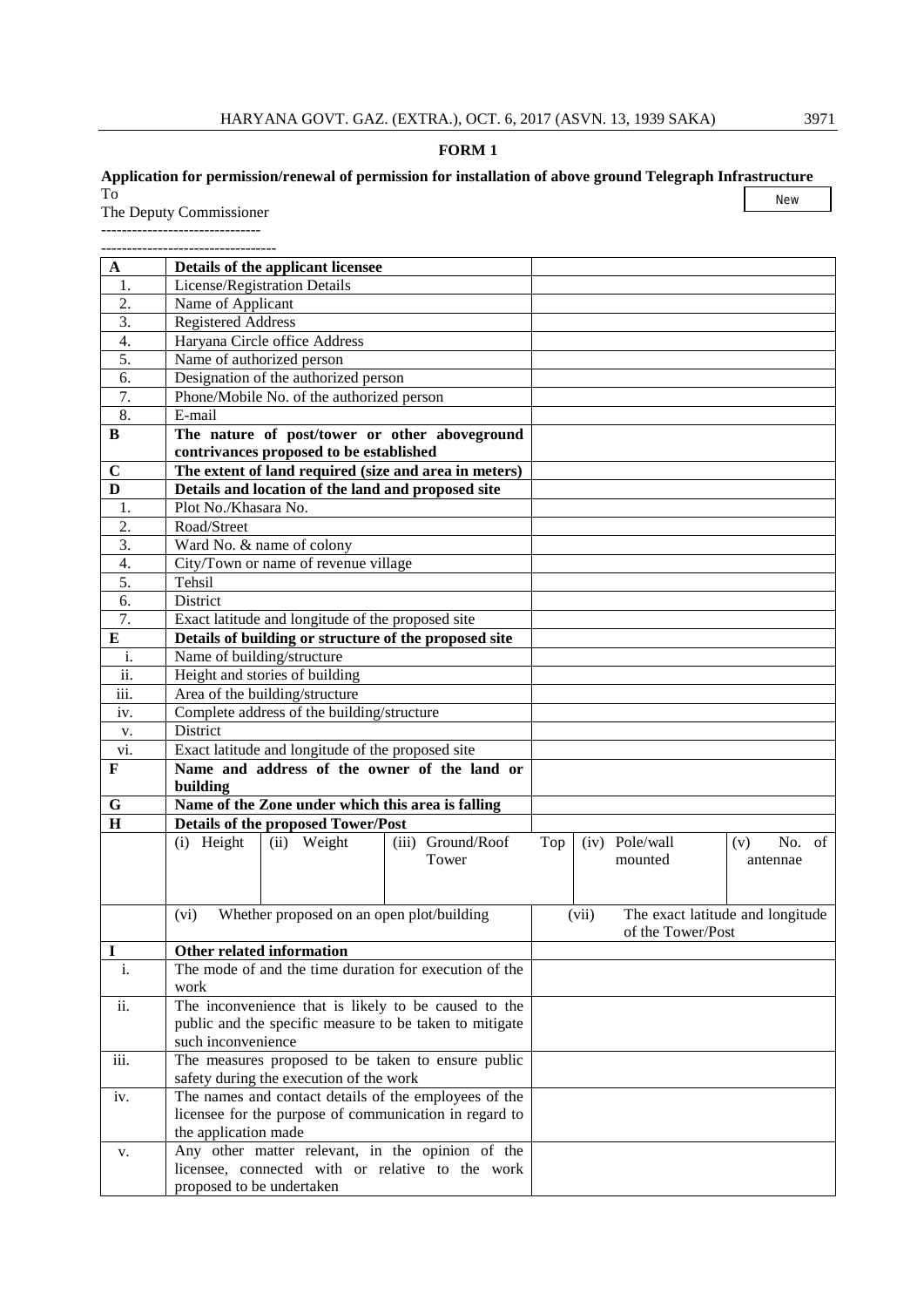## FORM 1

**Application for permission/renewal of permission for installation of above ground Telegraph Infrastructure**

New

To
The Deputy Commissioner
-------------------------------
----------------------------------

| | | | | | | |
|---|---|---|---|---|---|---|
| **A** | **Details of the applicant licensee** | | | | | |
| 1. | License/Registration Details | | | | | |
| 2. | Name of Applicant | | | | | |
| 3. | Registered Address | | | | | |
| 4. | Haryana Circle office Address | | | | | |
| 5. | Name of authorized person | | | | | |
| 6. | Designation of the authorized person | | | | | |
| 7. | Phone/Mobile No. of the authorized person | | | | | |
| 8. | E-mail | | | | | |
| **B** | **The nature of post/tower or other aboveground contrivances proposed to be established** | | | | | |
| **C** | **The extent of land required (size and area in meters)** | | | | | |
| **D** | **Details and location of the land and proposed site** | | | | | |
| 1. | Plot No./Khasara No. | | | | | |
| 2. | Road/Street | | | | | |
| 3. | Ward No. & name of colony | | | | | |
| 4. | City/Town or name of revenue village | | | | | |
| 5. | Tehsil | | | | | |
| 6. | District | | | | | |
| 7. | Exact latitude and longitude of the proposed site | | | | | |
| **E** | **Details of building or structure of the proposed site** | | | | | |
| i. | Name of building/structure | | | | | |
| ii. | Height and stories of building | | | | | |
| iii. | Area of the building/structure | | | | | |
| iv. | Complete address of the building/structure | | | | | |
| v. | District | | | | | |
| vi. | Exact latitude and longitude of the proposed site | | | | | |
| **F** | **Name and address of the owner of the land or building** | | | | | |
| **G** | **Name of the Zone under which this area is falling** | | | | | |
| **H** | **Details of the proposed Tower/Post** | | | | | |
| | (i) Height | (ii) Weight | (iii) Ground/Roof Top Tower | | (iv) Pole/wall mounted | (v) No. of antennae |
| | (vi) Whether proposed on an open plot/building | | | (vii) The exact latitude and longitude of the Tower/Post | | |
| **I** | **Other related information** | | | | | |
| i. | The mode of and the time duration for execution of the work | | | | | |
| ii. | The inconvenience that is likely to be caused to the public and the specific measure to be taken to mitigate such inconvenience | | | | | |
| iii. | The measures proposed to be taken to ensure public safety during the execution of the work | | | | | |
| iv. | The names and contact details of the employees of the licensee for the purpose of communication in regard to the application made | | | | | |
| v. | Any other matter relevant, in the opinion of the licensee, connected with or relative to the work proposed to be undertaken | | | | | |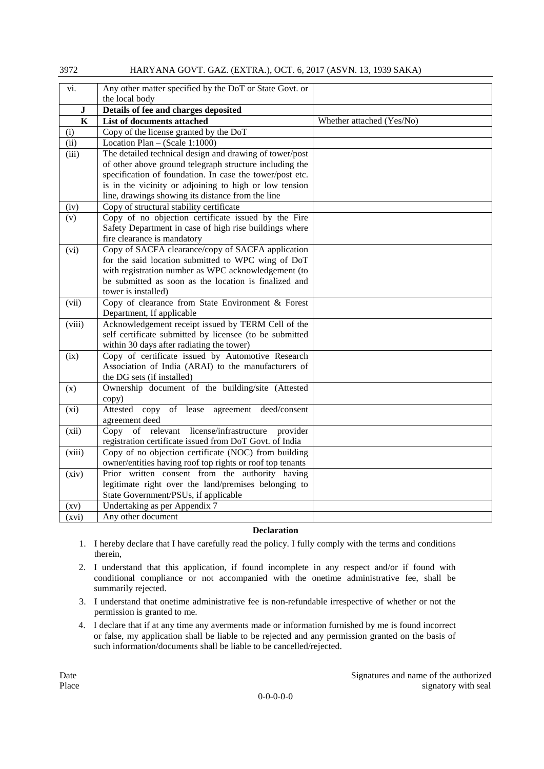| vi. | Any other matter specified by the DoT or State Govt. or the local body | |
|---|---|---|
| **J** | **Details of fee and charges deposited** | |
| **K** | **List of documents attached** | Whether attached (Yes/No) |
| (i) | Copy of the license granted by the DoT | |
| (ii) | Location Plan – (Scale 1:1000) | |
| (iii) | The detailed technical design and drawing of tower/post of other above ground telegraph structure including the specification of foundation. In case the tower/post etc. is in the vicinity or adjoining to high or low tension line, drawings showing its distance from the line | |
| (iv) | Copy of structural stability certificate | |
| (v) | Copy of no objection certificate issued by the Fire Safety Department in case of high rise buildings where fire clearance is mandatory | |
| (vi) | Copy of SACFA clearance/copy of SACFA application for the said location submitted to WPC wing of DoT with registration number as WPC acknowledgement (to be submitted as soon as the location is finalized and tower is installed) | |
| (vii) | Copy of clearance from State Environment & Forest Department, If applicable | |
| (viii) | Acknowledgement receipt issued by TERM Cell of the self certificate submitted by licensee (to be submitted within 30 days after radiating the tower) | |
| (ix) | Copy of certificate issued by Automotive Research Association of India (ARAI) to the manufacturers of the DG sets (if installed) | |
| (x) | Ownership document of the building/site (Attested copy) | |
| (xi) | Attested copy of lease agreement deed/consent agreement deed | |
| (xii) | Copy of relevant license/infrastructure provider registration certificate issued from DoT Govt. of India | |
| (xiii) | Copy of no objection certificate (NOC) from building owner/entities having roof top rights or roof top tenants | |
| (xiv) | Prior written consent from the authority having legitimate right over the land/premises belonging to State Government/PSUs, if applicable | |
| (xv) | Undertaking as per Appendix 7 | |
| (xvi) | Any other document | |

**Declaration**

1. I hereby declare that I have carefully read the policy. I fully comply with the terms and conditions therein,
2. I understand that this application, if found incomplete in any respect and/or if found with conditional compliance or not accompanied with the onetime administrative fee, shall be summarily rejected.
3. I understand that onetime administrative fee is non-refundable irrespective of whether or not the permission is granted to me.
4. I declare that if at any time any averments made or information furnished by me is found incorrect or false, my application shall be liable to be rejected and any permission granted on the basis of such information/documents shall be liable to be cancelled/rejected.

Date

Place

Signatures and name of the authorized signatory with seal

0-0-0-0-0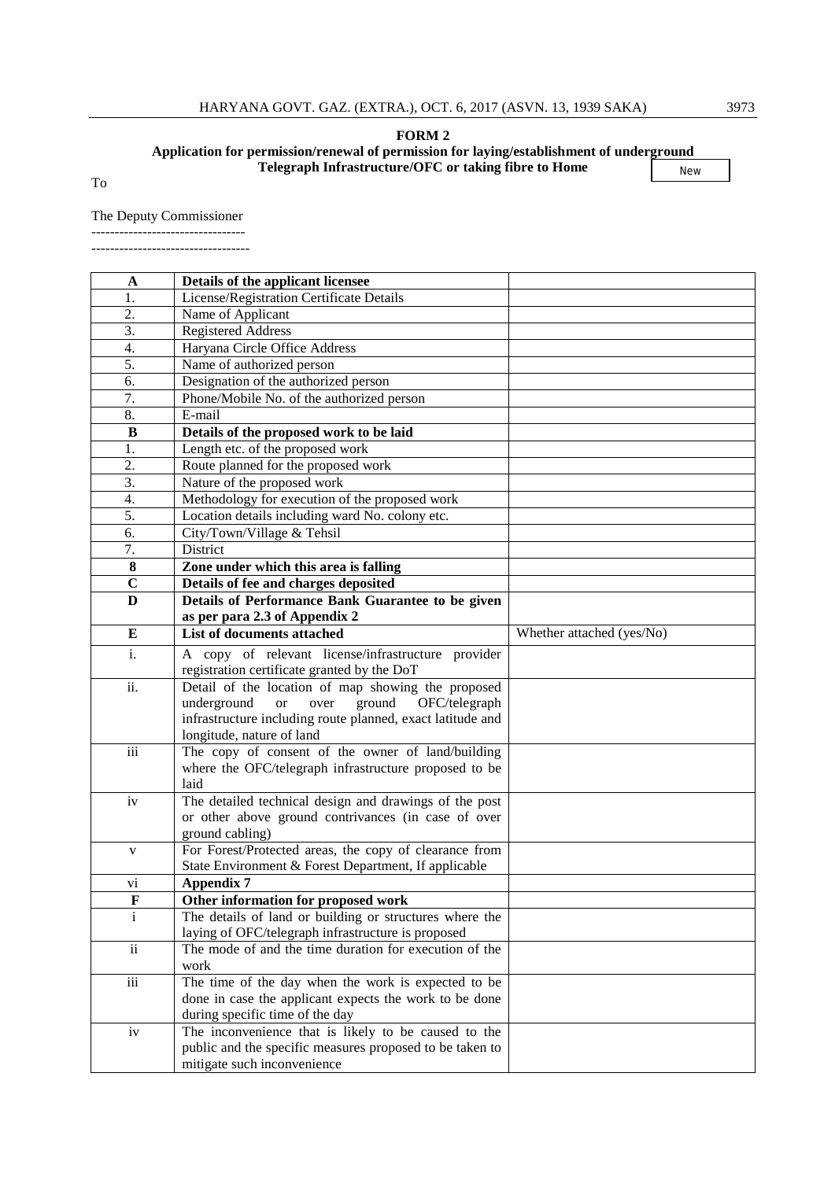**FORM 2**

**Application for permission/renewal of permission for laying/establishment of underground Telegraph Infrastructure/OFC or taking fibre to Home**

New

To

The Deputy Commissioner

---------------------------------

----------------------------------

| **A** | **Details of the applicant licensee** | |
|---|---|---|
| 1. | License/Registration Certificate Details | |
| 2. | Name of Applicant | |
| 3. | Registered Address | |
| 4. | Haryana Circle Office Address | |
| 5. | Name of authorized person | |
| 6. | Designation of the authorized person | |
| 7. | Phone/Mobile No. of the authorized person | |
| 8. | E-mail | |
| **B** | **Details of the proposed work to be laid** | |
| 1. | Length etc. of the proposed work | |
| 2. | Route planned for the proposed work | |
| 3. | Nature of the proposed work | |
| 4. | Methodology for execution of the proposed work | |
| 5. | Location details including ward No. colony etc. | |
| 6. | City/Town/Village & Tehsil | |
| 7. | District | |
| **8** | **Zone under which this area is falling** | |
| **C** | **Details of fee and charges deposited** | |
| **D** | **Details of Performance Bank Guarantee to be given as per para 2.3 of Appendix 2** | |
| **E** | **List of documents attached** | Whether attached (yes/No) |
| i. | A copy of relevant license/infrastructure provider registration certificate granted by the DoT | |
| ii. | Detail of the location of map showing the proposed underground or over ground OFC/telegraph infrastructure including route planned, exact latitude and longitude, nature of land | |
| iii | The copy of consent of the owner of land/building where the OFC/telegraph infrastructure proposed to be laid | |
| iv | The detailed technical design and drawings of the post or other above ground contrivances (in case of over ground cabling) | |
| v | For Forest/Protected areas, the copy of clearance from State Environment & Forest Department, If applicable | |
| vi | **Appendix 7** | |
| **F** | **Other information for proposed work** | |
| i | The details of land or building or structures where the laying of OFC/telegraph infrastructure is proposed | |
| ii | The mode of and the time duration for execution of the work | |
| iii | The time of the day when the work is expected to be done in case the applicant expects the work to be done during specific time of the day | |
| iv | The inconvenience that is likely to be caused to the public and the specific measures proposed to be taken to mitigate such inconvenience | |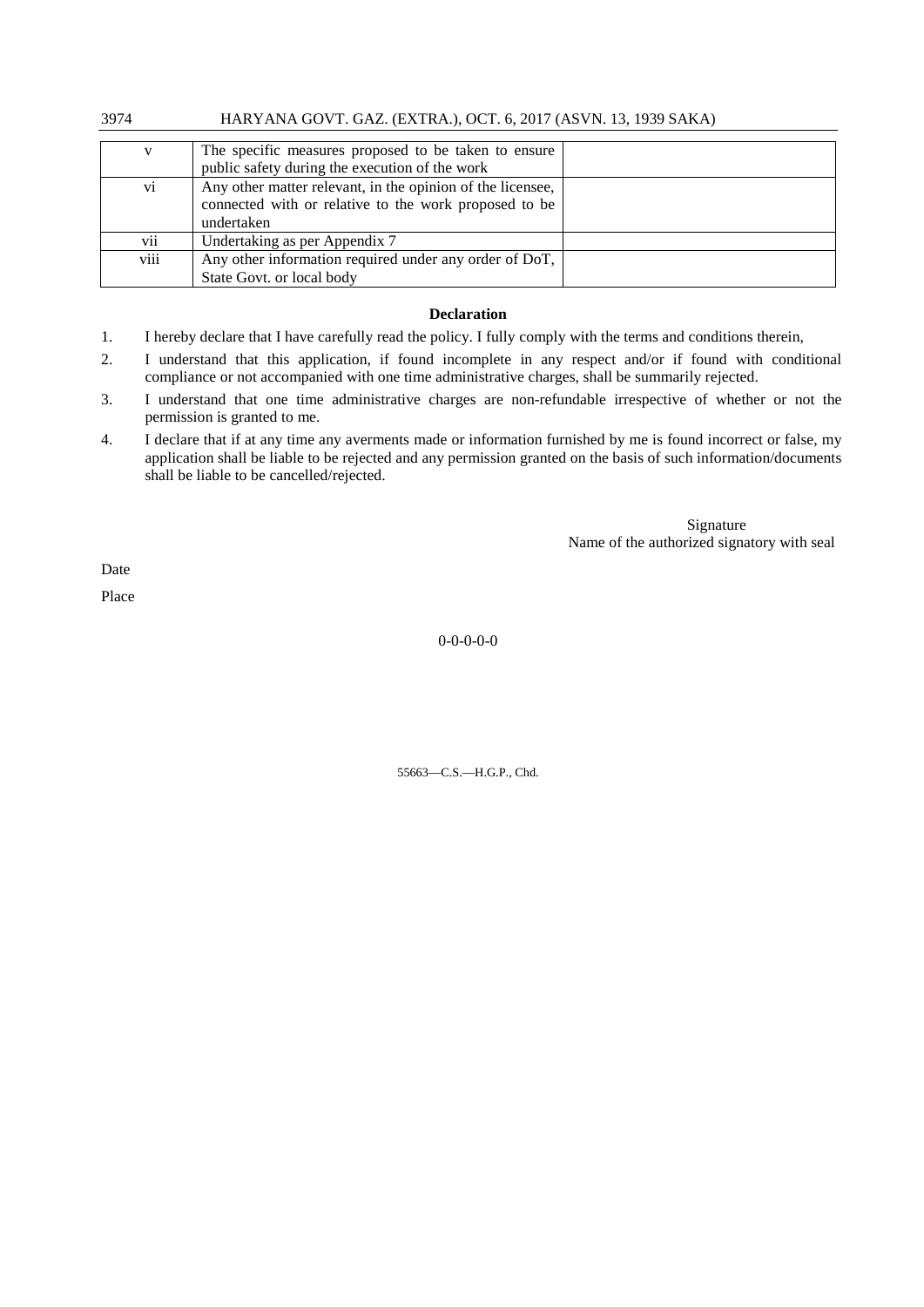| | | |
|---|---|---|
| v | The specific measures proposed to be taken to ensure public safety during the execution of the work | |
| vi | Any other matter relevant, in the opinion of the licensee, connected with or relative to the work proposed to be undertaken | |
| vii | Undertaking as per Appendix 7 | |
| viii | Any other information required under any order of DoT, State Govt. or local body | |

**Declaration**

1. I hereby declare that I have carefully read the policy. I fully comply with the terms and conditions therein,
2. I understand that this application, if found incomplete in any respect and/or if found with conditional compliance or not accompanied with one time administrative charges, shall be summarily rejected.
3. I understand that one time administrative charges are non-refundable irrespective of whether or not the permission is granted to me.
4. I declare that if at any time any averments made or information furnished by me is found incorrect or false, my application shall be liable to be rejected and any permission granted on the basis of such information/documents shall be liable to be cancelled/rejected.

Signature
Name of the authorized signatory with seal

Date

Place

0-0-0-0-0

55663—C.S.—H.G.P., Chd.